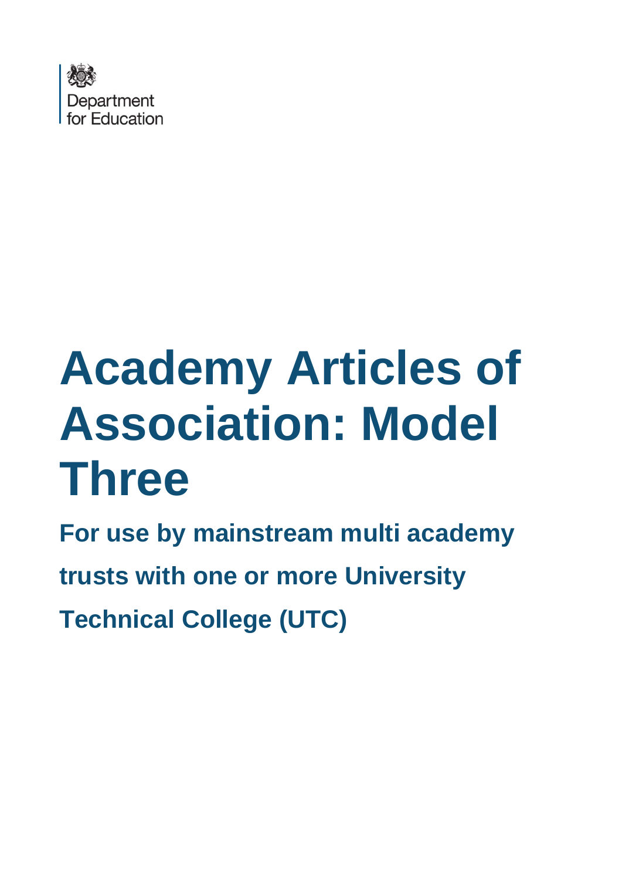Department for Education

# Academy Articles of Association: Model Three

## For use by mainstream multi academy trusts with one or more University Technical College (UTC)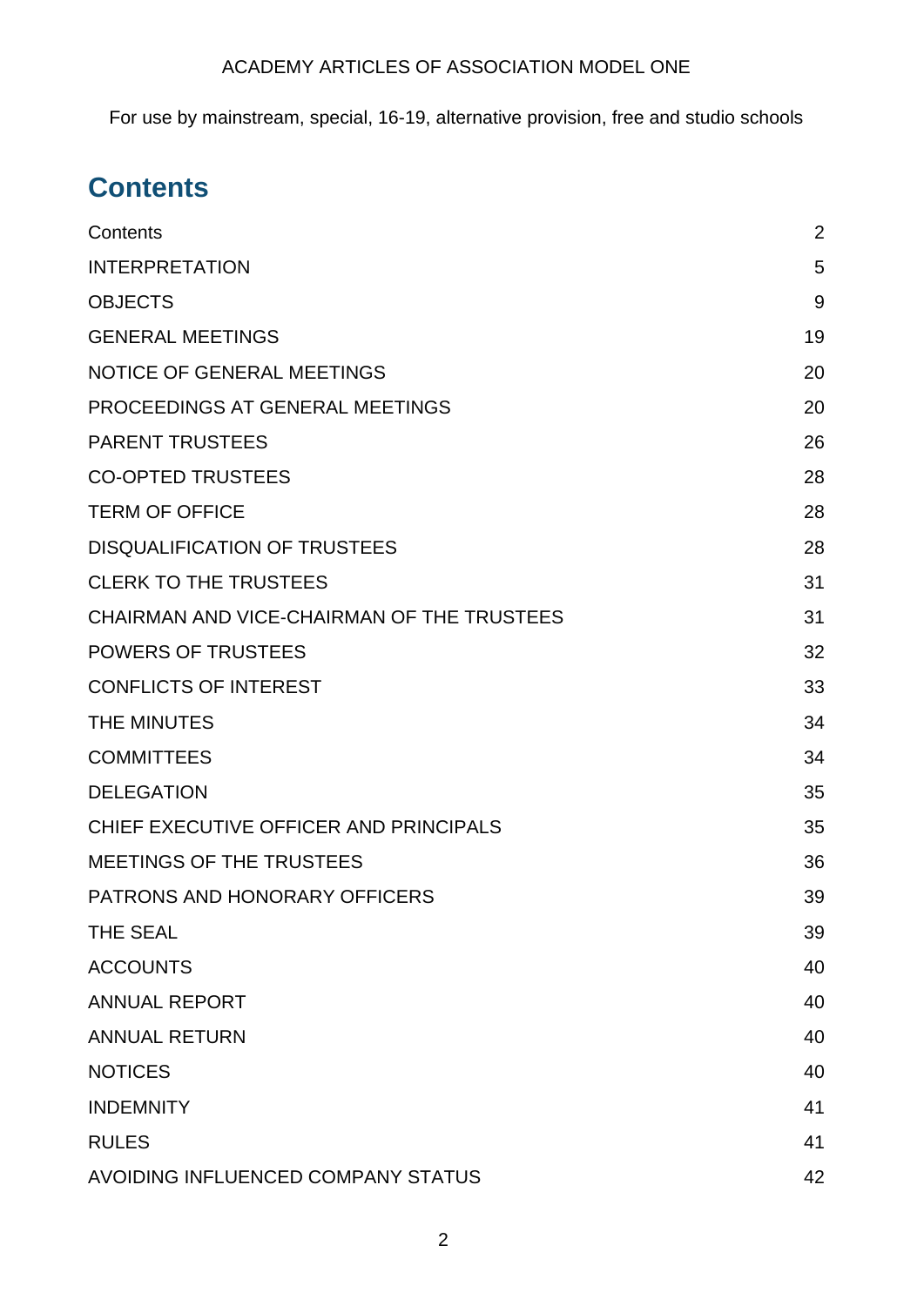ACADEMY ARTICLES OF ASSOCIATION MODEL ONE

For use by mainstream, special, 16-19, alternative provision, free and studio schools

# Contents

| | |
|---|---|
| Contents | 2 |
| INTERPRETATION | 5 |
| OBJECTS | 9 |
| GENERAL MEETINGS | 19 |
| NOTICE OF GENERAL MEETINGS | 20 |
| PROCEEDINGS AT GENERAL MEETINGS | 20 |
| PARENT TRUSTEES | 26 |
| CO-OPTED TRUSTEES | 28 |
| TERM OF OFFICE | 28 |
| DISQUALIFICATION OF TRUSTEES | 28 |
| CLERK TO THE TRUSTEES | 31 |
| CHAIRMAN AND VICE-CHAIRMAN OF THE TRUSTEES | 31 |
| POWERS OF TRUSTEES | 32 |
| CONFLICTS OF INTEREST | 33 |
| THE MINUTES | 34 |
| COMMITTEES | 34 |
| DELEGATION | 35 |
| CHIEF EXECUTIVE OFFICER AND PRINCIPALS | 35 |
| MEETINGS OF THE TRUSTEES | 36 |
| PATRONS AND HONORARY OFFICERS | 39 |
| THE SEAL | 39 |
| ACCOUNTS | 40 |
| ANNUAL REPORT | 40 |
| ANNUAL RETURN | 40 |
| NOTICES | 40 |
| INDEMNITY | 41 |
| RULES | 41 |
| AVOIDING INFLUENCED COMPANY STATUS | 42 |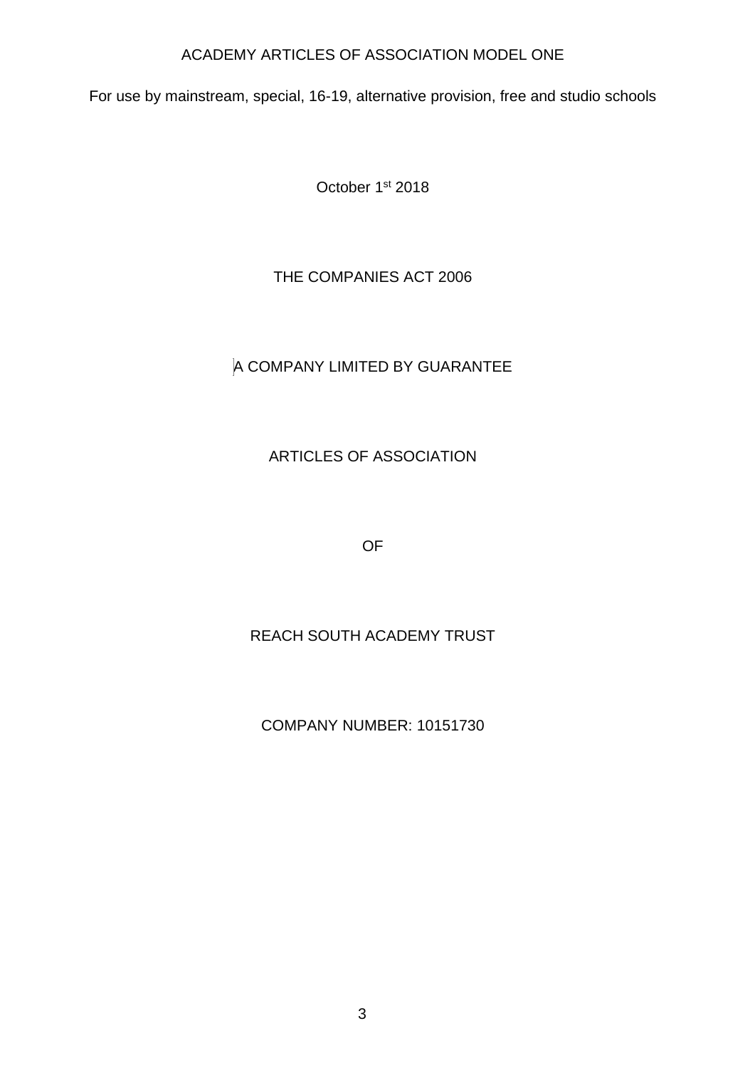ACADEMY ARTICLES OF ASSOCIATION MODEL ONE

For use by mainstream, special, 16-19, alternative provision, free and studio schools

October 1st 2018

THE COMPANIES ACT 2006

A COMPANY LIMITED BY GUARANTEE

ARTICLES OF ASSOCIATION

OF

REACH SOUTH ACADEMY TRUST

COMPANY NUMBER: 10151730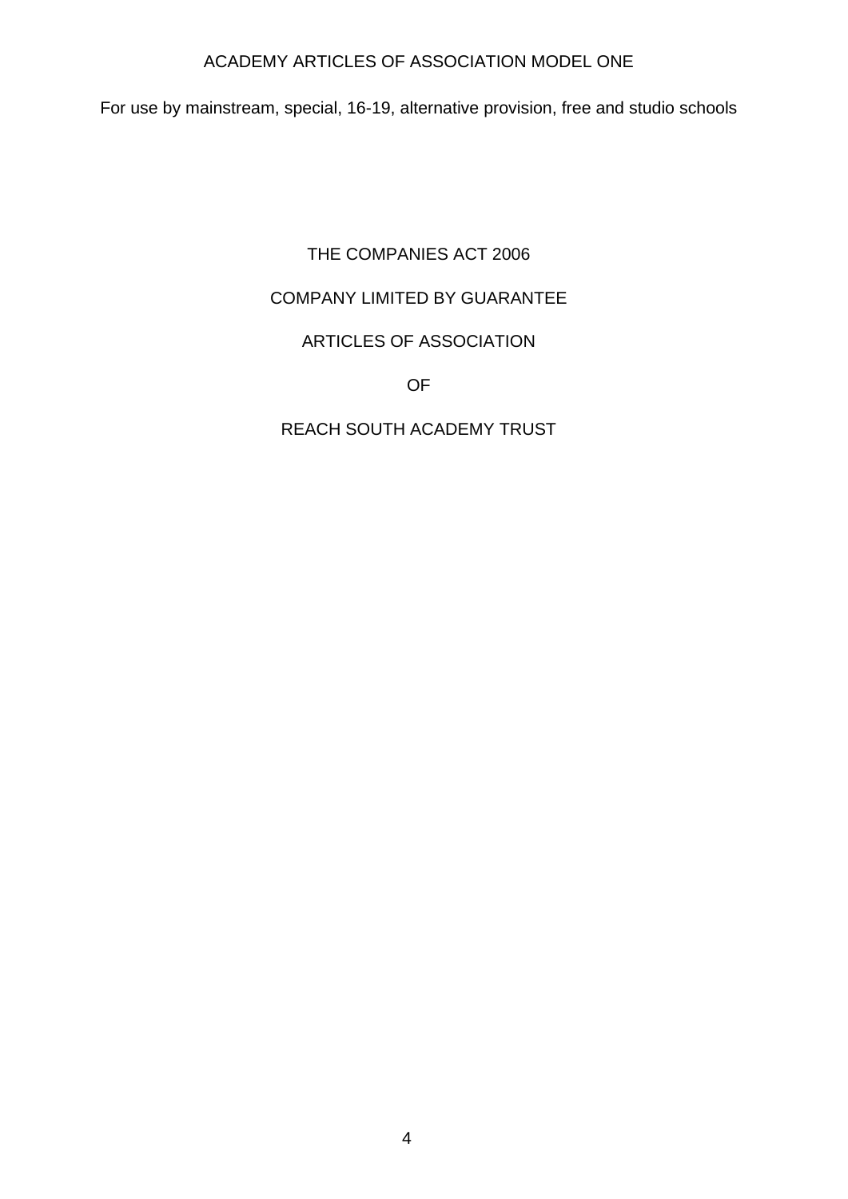ACADEMY ARTICLES OF ASSOCIATION MODEL ONE

For use by mainstream, special, 16-19, alternative provision, free and studio schools

THE COMPANIES ACT 2006

COMPANY LIMITED BY GUARANTEE

ARTICLES OF ASSOCIATION

OF

REACH SOUTH ACADEMY TRUST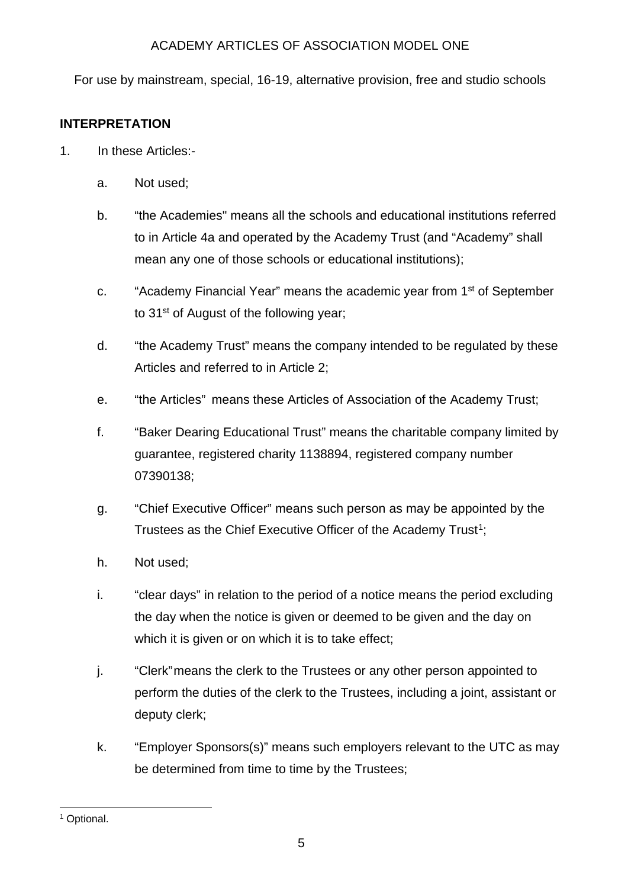ACADEMY ARTICLES OF ASSOCIATION MODEL ONE

For use by mainstream, special, 16-19, alternative provision, free and studio schools

## INTERPRETATION

1. In these Articles:-

   a. Not used;

   b. "the Academies" means all the schools and educational institutions referred to in Article 4a and operated by the Academy Trust (and "Academy" shall mean any one of those schools or educational institutions);

   c. "Academy Financial Year" means the academic year from 1st of September to 31st of August of the following year;

   d. "the Academy Trust" means the company intended to be regulated by these Articles and referred to in Article 2;

   e. "the Articles" means these Articles of Association of the Academy Trust;

   f. "Baker Dearing Educational Trust" means the charitable company limited by guarantee, registered charity 1138894, registered company number 07390138;

   g. "Chief Executive Officer" means such person as may be appointed by the Trustees as the Chief Executive Officer of the Academy Trust[1];

   h. Not used;

   i. "clear days" in relation to the period of a notice means the period excluding the day when the notice is given or deemed to be given and the day on which it is given or on which it is to take effect;

   j. "Clerk" means the clerk to the Trustees or any other person appointed to perform the duties of the clerk to the Trustees, including a joint, assistant or deputy clerk;

   k. "Employer Sponsors(s)" means such employers relevant to the UTC as may be determined from time to time by the Trustees;

---

[1] Optional.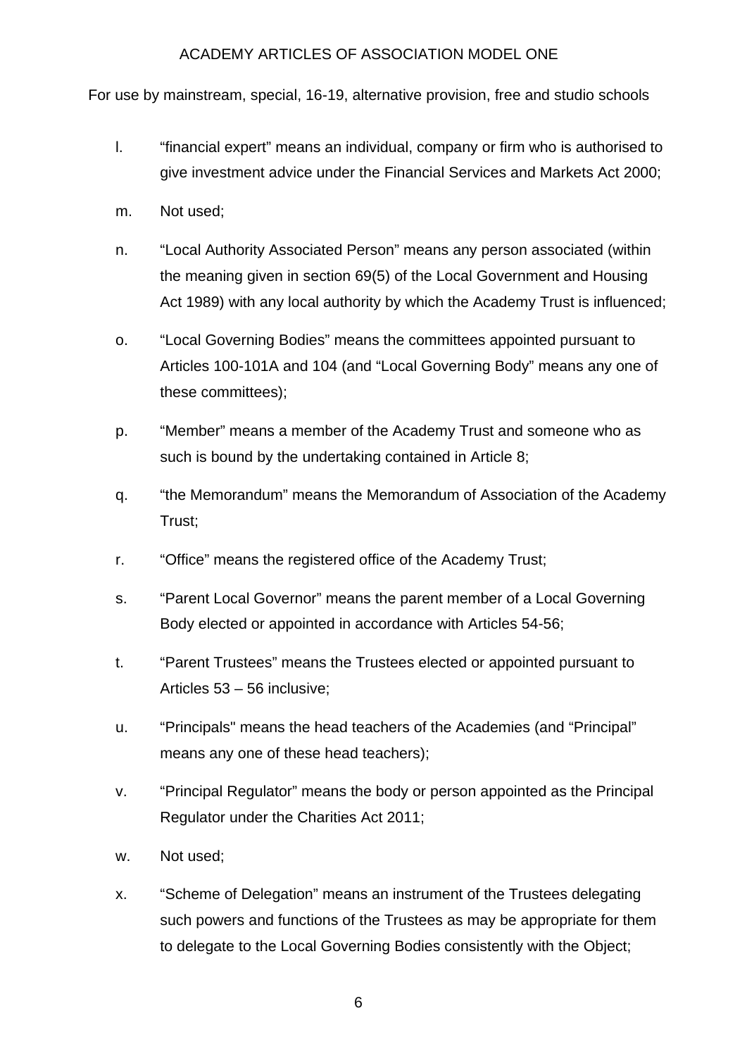l. “financial expert” means an individual, company or firm who is authorised to give investment advice under the Financial Services and Markets Act 2000;

m. Not used;

n. “Local Authority Associated Person” means any person associated (within the meaning given in section 69(5) of the Local Government and Housing Act 1989) with any local authority by which the Academy Trust is influenced;

o. “Local Governing Bodies” means the committees appointed pursuant to Articles 100-101A and 104 (and “Local Governing Body” means any one of these committees);

p. “Member” means a member of the Academy Trust and someone who as such is bound by the undertaking contained in Article 8;

q. “the Memorandum” means the Memorandum of Association of the Academy Trust;

r. “Office” means the registered office of the Academy Trust;

s. “Parent Local Governor” means the parent member of a Local Governing Body elected or appointed in accordance with Articles 54-56;

t. “Parent Trustees” means the Trustees elected or appointed pursuant to Articles 53 – 56 inclusive;

u. “Principals" means the head teachers of the Academies (and “Principal” means any one of these head teachers);

v. “Principal Regulator” means the body or person appointed as the Principal Regulator under the Charities Act 2011;

w. Not used;

x. “Scheme of Delegation” means an instrument of the Trustees delegating such powers and functions of the Trustees as may be appropriate for them to delegate to the Local Governing Bodies consistently with the Object;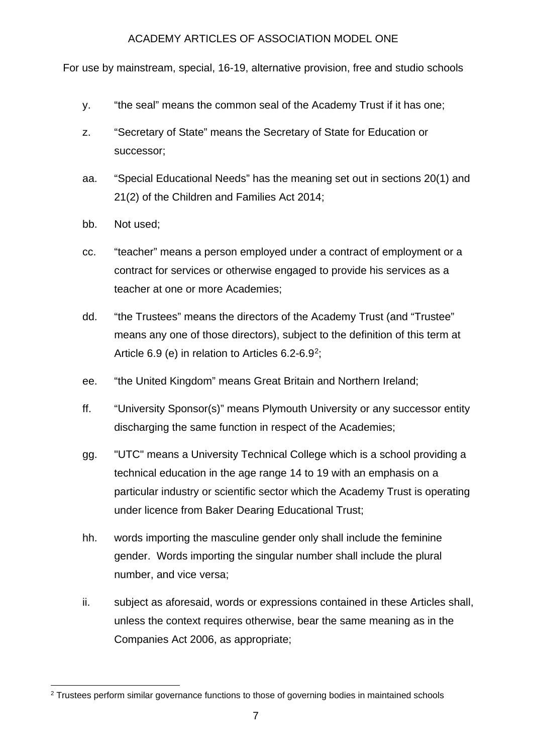y. “the seal” means the common seal of the Academy Trust if it has one;

z. “Secretary of State” means the Secretary of State for Education or successor;

aa. “Special Educational Needs” has the meaning set out in sections 20(1) and 21(2) of the Children and Families Act 2014;

bb. Not used;

cc. “teacher” means a person employed under a contract of employment or a contract for services or otherwise engaged to provide his services as a teacher at one or more Academies;

dd. “the Trustees” means the directors of the Academy Trust (and “Trustee” means any one of those directors), subject to the definition of this term at Article 6.9 (e) in relation to Articles 6.2-6.9[2];

ee. “the United Kingdom” means Great Britain and Northern Ireland;

ff. “University Sponsor(s)” means Plymouth University or any successor entity discharging the same function in respect of the Academies;

gg. "UTC" means a University Technical College which is a school providing a technical education in the age range 14 to 19 with an emphasis on a particular industry or scientific sector which the Academy Trust is operating under licence from Baker Dearing Educational Trust;

hh. words importing the masculine gender only shall include the feminine gender. Words importing the singular number shall include the plural number, and vice versa;

ii. subject as aforesaid, words or expressions contained in these Articles shall, unless the context requires otherwise, bear the same meaning as in the Companies Act 2006, as appropriate;

[2] Trustees perform similar governance functions to those of governing bodies in maintained schools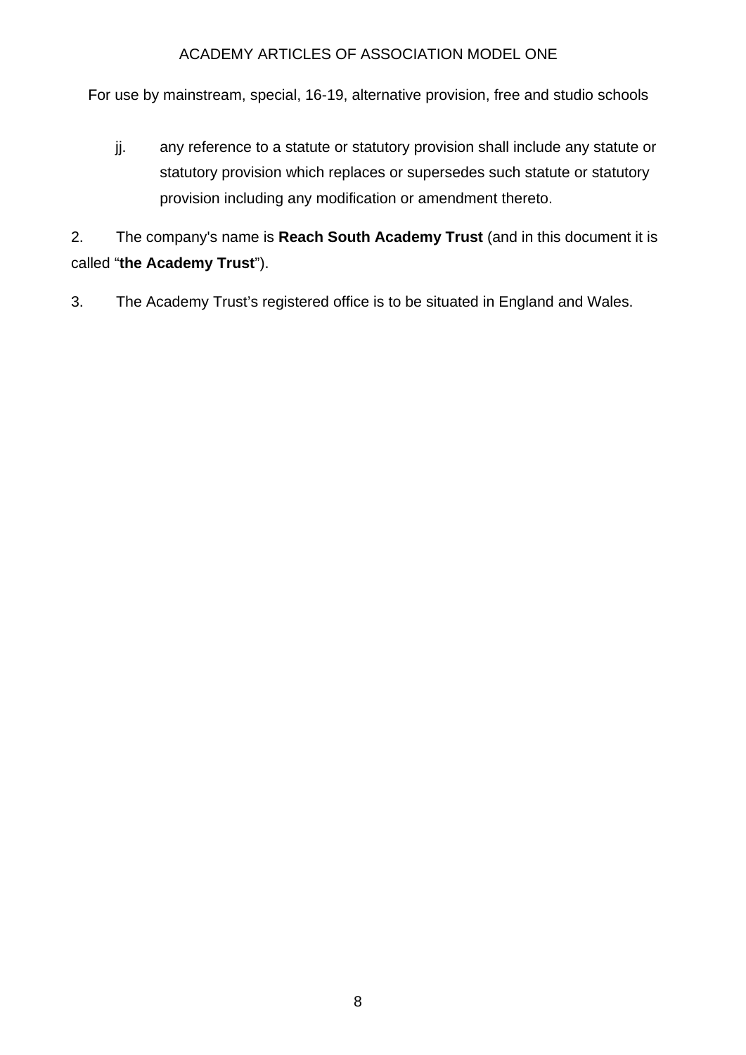jj. any reference to a statute or statutory provision shall include any statute or statutory provision which replaces or supersedes such statute or statutory provision including any modification or amendment thereto.

2. The company's name is **Reach South Academy Trust** (and in this document it is called "**the Academy Trust**").

3. The Academy Trust's registered office is to be situated in England and Wales.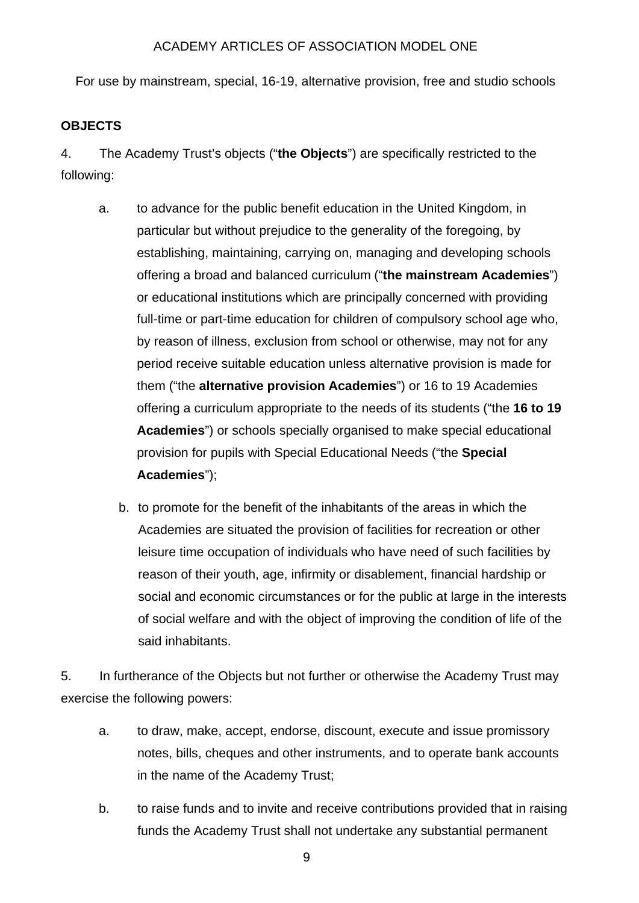ACADEMY ARTICLES OF ASSOCIATION MODEL ONE

For use by mainstream, special, 16-19, alternative provision, free and studio schools

**OBJECTS**

4. The Academy Trust's objects ("**the Objects**") are specifically restricted to the following:

   a. to advance for the public benefit education in the United Kingdom, in particular but without prejudice to the generality of the foregoing, by establishing, maintaining, carrying on, managing and developing schools offering a broad and balanced curriculum ("**the mainstream Academies**") or educational institutions which are principally concerned with providing full-time or part-time education for children of compulsory school age who, by reason of illness, exclusion from school or otherwise, may not for any period receive suitable education unless alternative provision is made for them ("the **alternative provision Academies**") or 16 to 19 Academies offering a curriculum appropriate to the needs of its students ("the **16 to 19 Academies**") or schools specially organised to make special educational provision for pupils with Special Educational Needs ("the **Special Academies**");

   b. to promote for the benefit of the inhabitants of the areas in which the Academies are situated the provision of facilities for recreation or other leisure time occupation of individuals who have need of such facilities by reason of their youth, age, infirmity or disablement, financial hardship or social and economic circumstances or for the public at large in the interests of social welfare and with the object of improving the condition of life of the said inhabitants.

5. In furtherance of the Objects but not further or otherwise the Academy Trust may exercise the following powers:

   a. to draw, make, accept, endorse, discount, execute and issue promissory notes, bills, cheques and other instruments, and to operate bank accounts in the name of the Academy Trust;

   b. to raise funds and to invite and receive contributions provided that in raising funds the Academy Trust shall not undertake any substantial permanent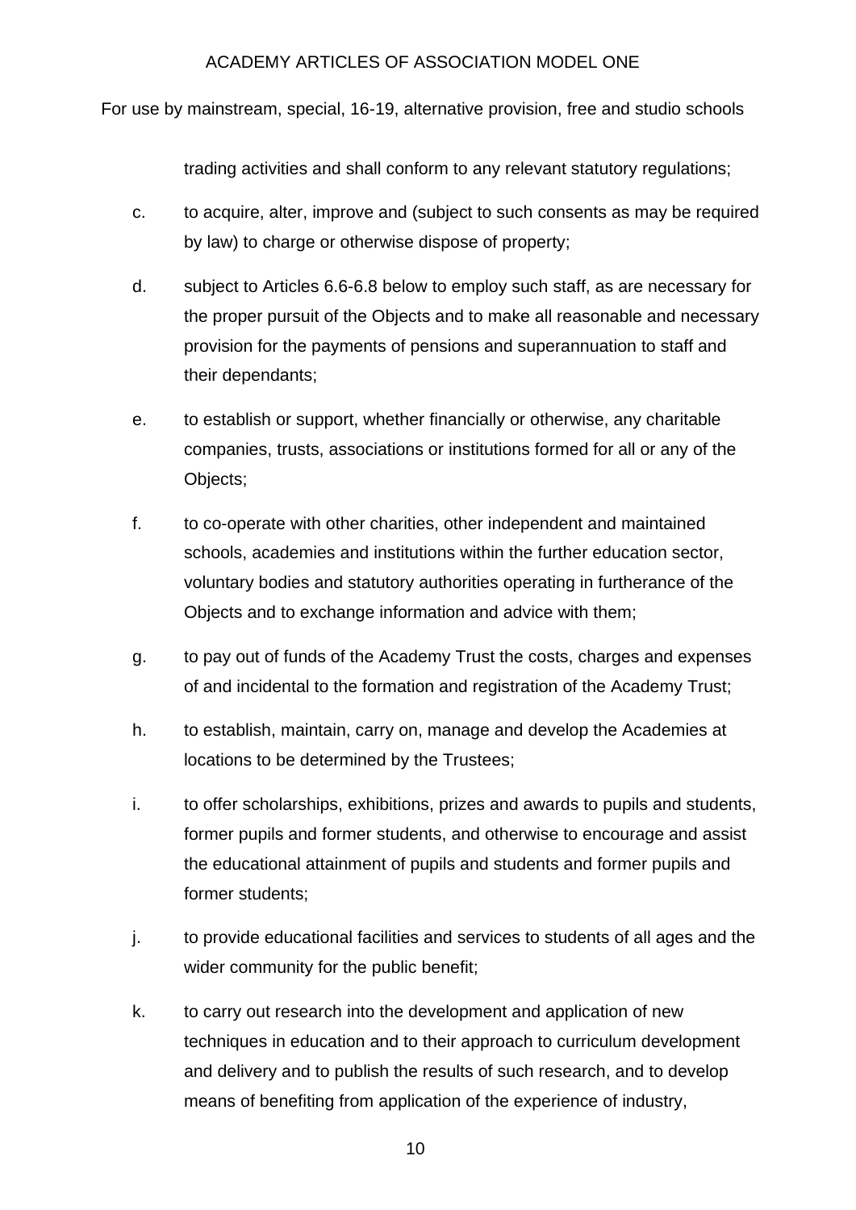trading activities and shall conform to any relevant statutory regulations;

c. to acquire, alter, improve and (subject to such consents as may be required by law) to charge or otherwise dispose of property;

d. subject to Articles 6.6-6.8 below to employ such staff, as are necessary for the proper pursuit of the Objects and to make all reasonable and necessary provision for the payments of pensions and superannuation to staff and their dependants;

e. to establish or support, whether financially or otherwise, any charitable companies, trusts, associations or institutions formed for all or any of the Objects;

f. to co-operate with other charities, other independent and maintained schools, academies and institutions within the further education sector, voluntary bodies and statutory authorities operating in furtherance of the Objects and to exchange information and advice with them;

g. to pay out of funds of the Academy Trust the costs, charges and expenses of and incidental to the formation and registration of the Academy Trust;

h. to establish, maintain, carry on, manage and develop the Academies at locations to be determined by the Trustees;

i. to offer scholarships, exhibitions, prizes and awards to pupils and students, former pupils and former students, and otherwise to encourage and assist the educational attainment of pupils and students and former pupils and former students;

j. to provide educational facilities and services to students of all ages and the wider community for the public benefit;

k. to carry out research into the development and application of new techniques in education and to their approach to curriculum development and delivery and to publish the results of such research, and to develop means of benefiting from application of the experience of industry,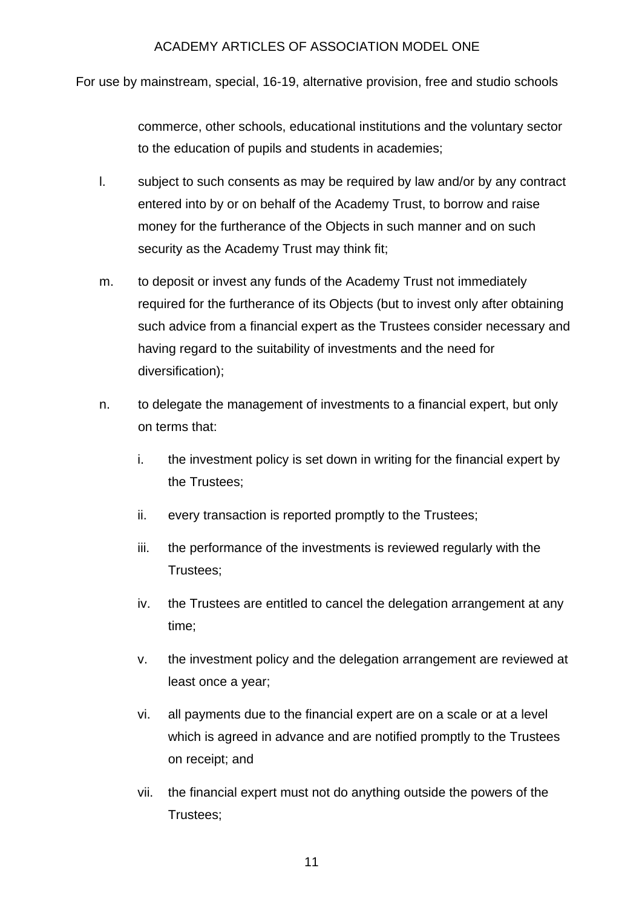commerce, other schools, educational institutions and the voluntary sector to the education of pupils and students in academies;

l. subject to such consents as may be required by law and/or by any contract entered into by or on behalf of the Academy Trust, to borrow and raise money for the furtherance of the Objects in such manner and on such security as the Academy Trust may think fit;

m. to deposit or invest any funds of the Academy Trust not immediately required for the furtherance of its Objects (but to invest only after obtaining such advice from a financial expert as the Trustees consider necessary and having regard to the suitability of investments and the need for diversification);

n. to delegate the management of investments to a financial expert, but only on terms that:

    i. the investment policy is set down in writing for the financial expert by the Trustees;

    ii. every transaction is reported promptly to the Trustees;

    iii. the performance of the investments is reviewed regularly with the Trustees;

    iv. the Trustees are entitled to cancel the delegation arrangement at any time;

    v. the investment policy and the delegation arrangement are reviewed at least once a year;

    vi. all payments due to the financial expert are on a scale or at a level which is agreed in advance and are notified promptly to the Trustees on receipt; and

    vii. the financial expert must not do anything outside the powers of the Trustees;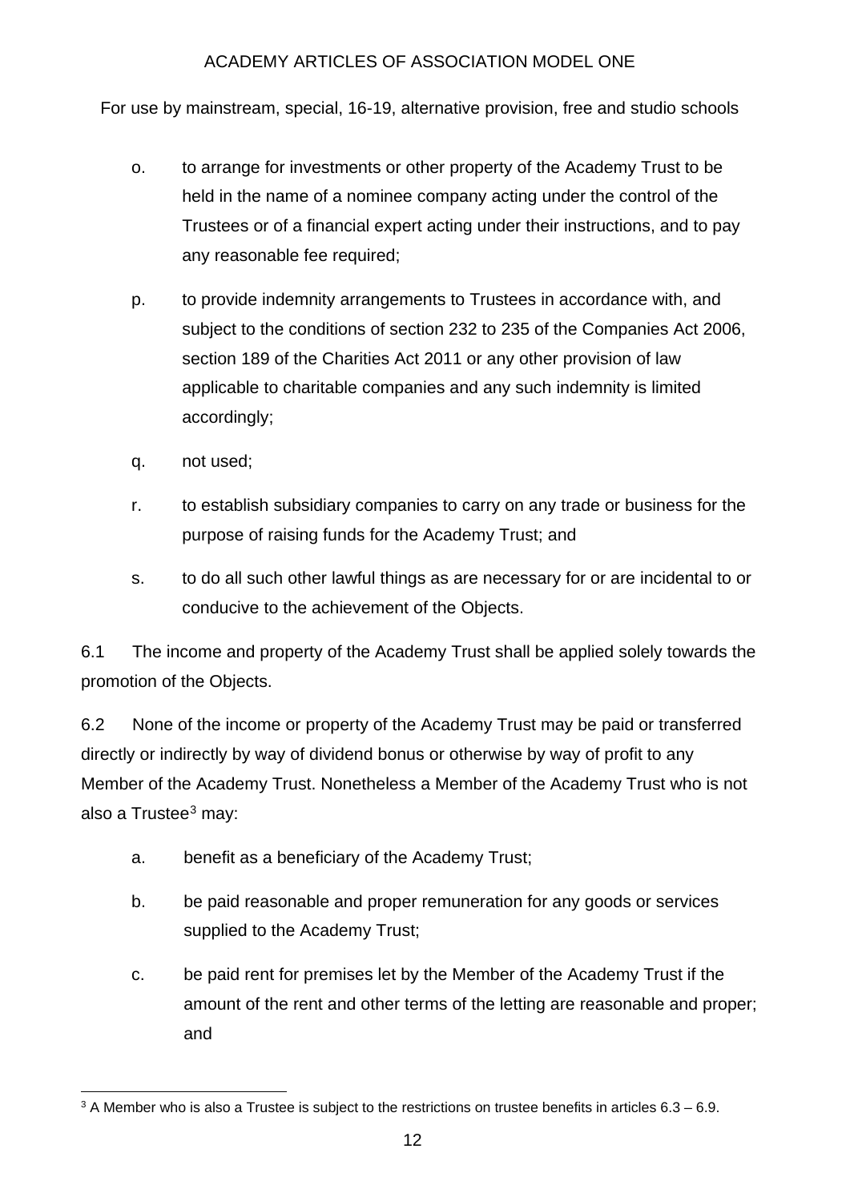o. to arrange for investments or other property of the Academy Trust to be held in the name of a nominee company acting under the control of the Trustees or of a financial expert acting under their instructions, and to pay any reasonable fee required;

p. to provide indemnity arrangements to Trustees in accordance with, and subject to the conditions of section 232 to 235 of the Companies Act 2006, section 189 of the Charities Act 2011 or any other provision of law applicable to charitable companies and any such indemnity is limited accordingly;

q. not used;

r. to establish subsidiary companies to carry on any trade or business for the purpose of raising funds for the Academy Trust; and

s. to do all such other lawful things as are necessary for or are incidental to or conducive to the achievement of the Objects.

6.1 The income and property of the Academy Trust shall be applied solely towards the promotion of the Objects.

6.2 None of the income or property of the Academy Trust may be paid or transferred directly or indirectly by way of dividend bonus or otherwise by way of profit to any Member of the Academy Trust. Nonetheless a Member of the Academy Trust who is not also a Trustee[3] may:

a. benefit as a beneficiary of the Academy Trust;

b. be paid reasonable and proper remuneration for any goods or services supplied to the Academy Trust;

c. be paid rent for premises let by the Member of the Academy Trust if the amount of the rent and other terms of the letting are reasonable and proper; and

[3] A Member who is also a Trustee is subject to the restrictions on trustee benefits in articles 6.3 – 6.9.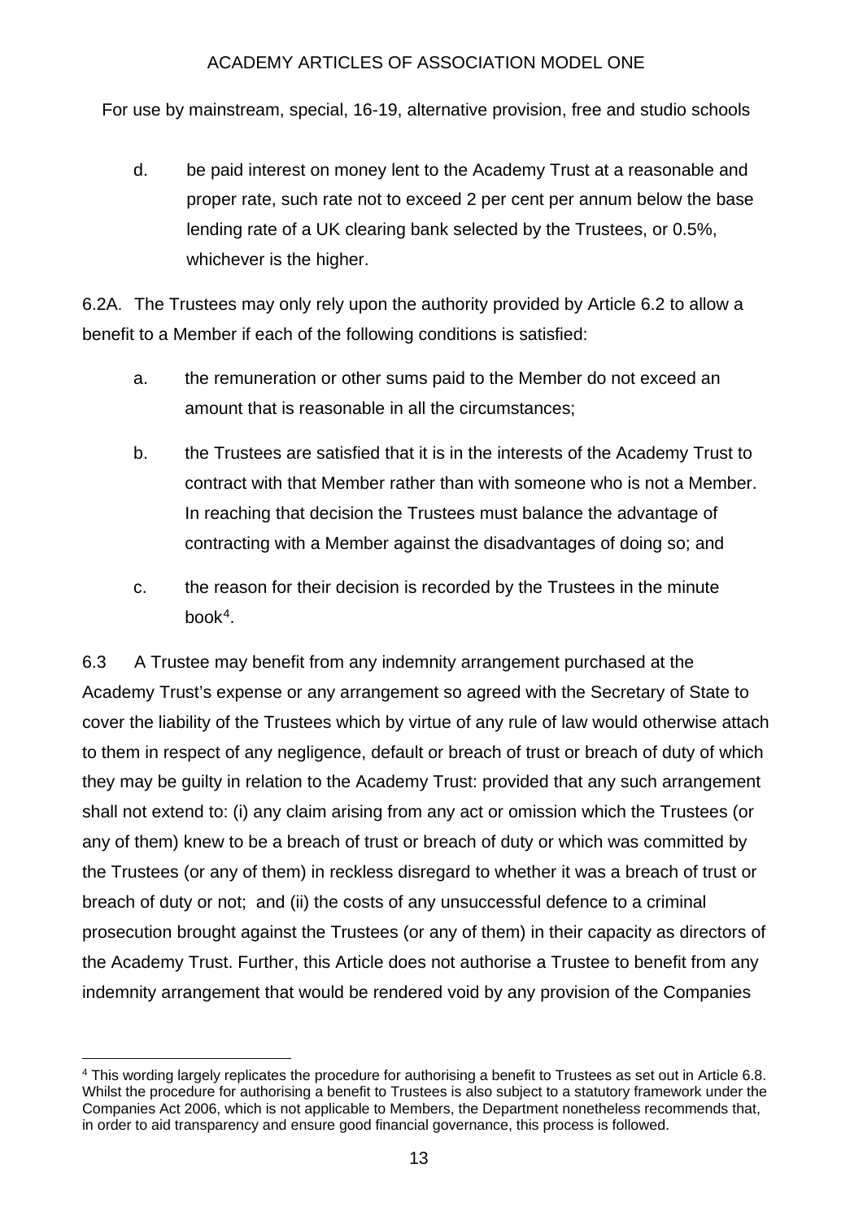d. be paid interest on money lent to the Academy Trust at a reasonable and proper rate, such rate not to exceed 2 per cent per annum below the base lending rate of a UK clearing bank selected by the Trustees, or 0.5%, whichever is the higher.

6.2A. The Trustees may only rely upon the authority provided by Article 6.2 to allow a benefit to a Member if each of the following conditions is satisfied:

a. the remuneration or other sums paid to the Member do not exceed an amount that is reasonable in all the circumstances;

b. the Trustees are satisfied that it is in the interests of the Academy Trust to contract with that Member rather than with someone who is not a Member. In reaching that decision the Trustees must balance the advantage of contracting with a Member against the disadvantages of doing so; and

c. the reason for their decision is recorded by the Trustees in the minute book[4].

6.3 A Trustee may benefit from any indemnity arrangement purchased at the Academy Trust's expense or any arrangement so agreed with the Secretary of State to cover the liability of the Trustees which by virtue of any rule of law would otherwise attach to them in respect of any negligence, default or breach of trust or breach of duty of which they may be guilty in relation to the Academy Trust: provided that any such arrangement shall not extend to: (i) any claim arising from any act or omission which the Trustees (or any of them) knew to be a breach of trust or breach of duty or which was committed by the Trustees (or any of them) in reckless disregard to whether it was a breach of trust or breach of duty or not; and (ii) the costs of any unsuccessful defence to a criminal prosecution brought against the Trustees (or any of them) in their capacity as directors of the Academy Trust. Further, this Article does not authorise a Trustee to benefit from any indemnity arrangement that would be rendered void by any provision of the Companies

[4] This wording largely replicates the procedure for authorising a benefit to Trustees as set out in Article 6.8. Whilst the procedure for authorising a benefit to Trustees is also subject to a statutory framework under the Companies Act 2006, which is not applicable to Members, the Department nonetheless recommends that, in order to aid transparency and ensure good financial governance, this process is followed.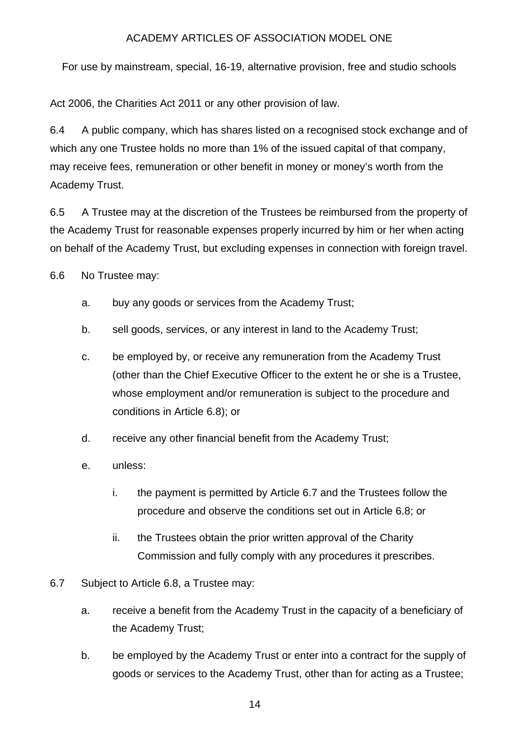Act 2006, the Charities Act 2011 or any other provision of law.

6.4 A public company, which has shares listed on a recognised stock exchange and of which any one Trustee holds no more than 1% of the issued capital of that company, may receive fees, remuneration or other benefit in money or money's worth from the Academy Trust.

6.5 A Trustee may at the discretion of the Trustees be reimbursed from the property of the Academy Trust for reasonable expenses properly incurred by him or her when acting on behalf of the Academy Trust, but excluding expenses in connection with foreign travel.

6.6 No Trustee may:

a. buy any goods or services from the Academy Trust;

b. sell goods, services, or any interest in land to the Academy Trust;

c. be employed by, or receive any remuneration from the Academy Trust (other than the Chief Executive Officer to the extent he or she is a Trustee, whose employment and/or remuneration is subject to the procedure and conditions in Article 6.8); or

d. receive any other financial benefit from the Academy Trust;

e. unless:

   i. the payment is permitted by Article 6.7 and the Trustees follow the procedure and observe the conditions set out in Article 6.8; or

   ii. the Trustees obtain the prior written approval of the Charity Commission and fully comply with any procedures it prescribes.

6.7 Subject to Article 6.8, a Trustee may:

a. receive a benefit from the Academy Trust in the capacity of a beneficiary of the Academy Trust;

b. be employed by the Academy Trust or enter into a contract for the supply of goods or services to the Academy Trust, other than for acting as a Trustee;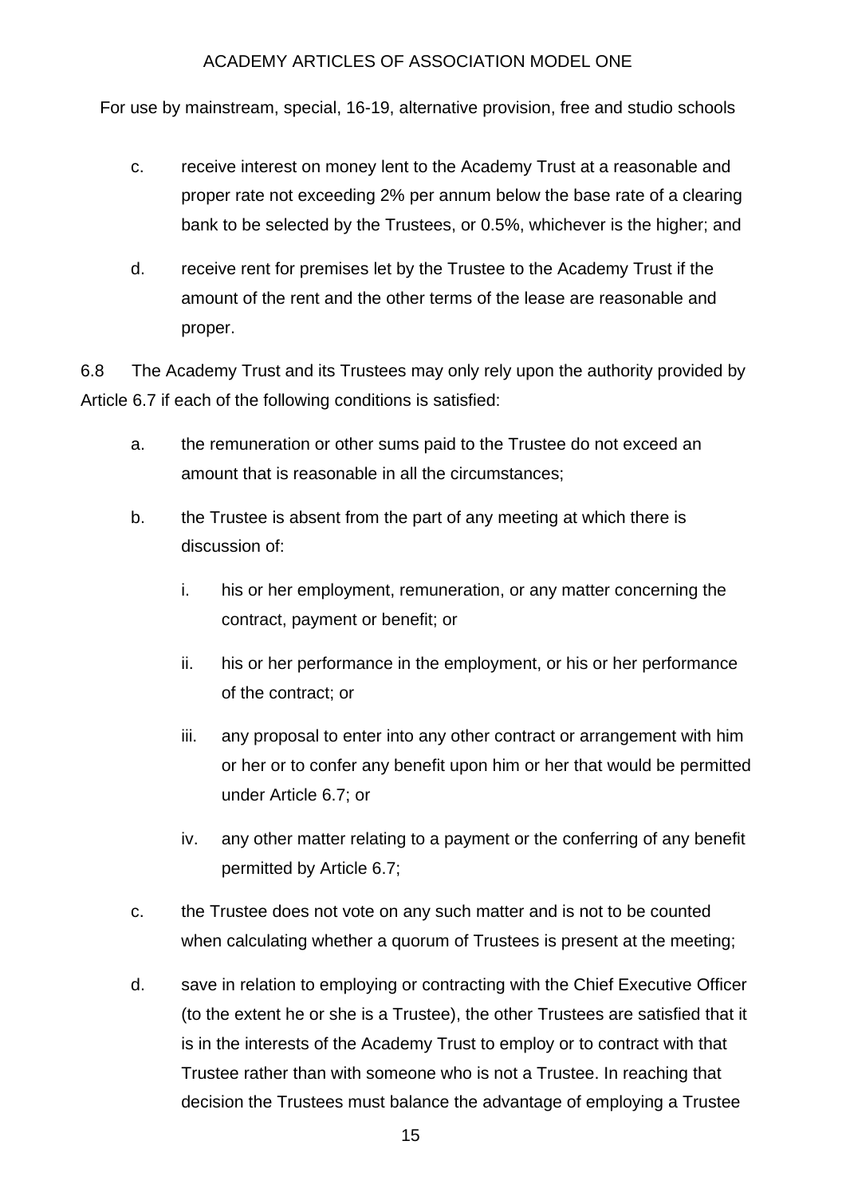c. receive interest on money lent to the Academy Trust at a reasonable and proper rate not exceeding 2% per annum below the base rate of a clearing bank to be selected by the Trustees, or 0.5%, whichever is the higher; and

d. receive rent for premises let by the Trustee to the Academy Trust if the amount of the rent and the other terms of the lease are reasonable and proper.

6.8 The Academy Trust and its Trustees may only rely upon the authority provided by Article 6.7 if each of the following conditions is satisfied:

a. the remuneration or other sums paid to the Trustee do not exceed an amount that is reasonable in all the circumstances;

b. the Trustee is absent from the part of any meeting at which there is discussion of:

   i. his or her employment, remuneration, or any matter concerning the contract, payment or benefit; or

   ii. his or her performance in the employment, or his or her performance of the contract; or

   iii. any proposal to enter into any other contract or arrangement with him or her or to confer any benefit upon him or her that would be permitted under Article 6.7; or

   iv. any other matter relating to a payment or the conferring of any benefit permitted by Article 6.7;

c. the Trustee does not vote on any such matter and is not to be counted when calculating whether a quorum of Trustees is present at the meeting;

d. save in relation to employing or contracting with the Chief Executive Officer (to the extent he or she is a Trustee), the other Trustees are satisfied that it is in the interests of the Academy Trust to employ or to contract with that Trustee rather than with someone who is not a Trustee. In reaching that decision the Trustees must balance the advantage of employing a Trustee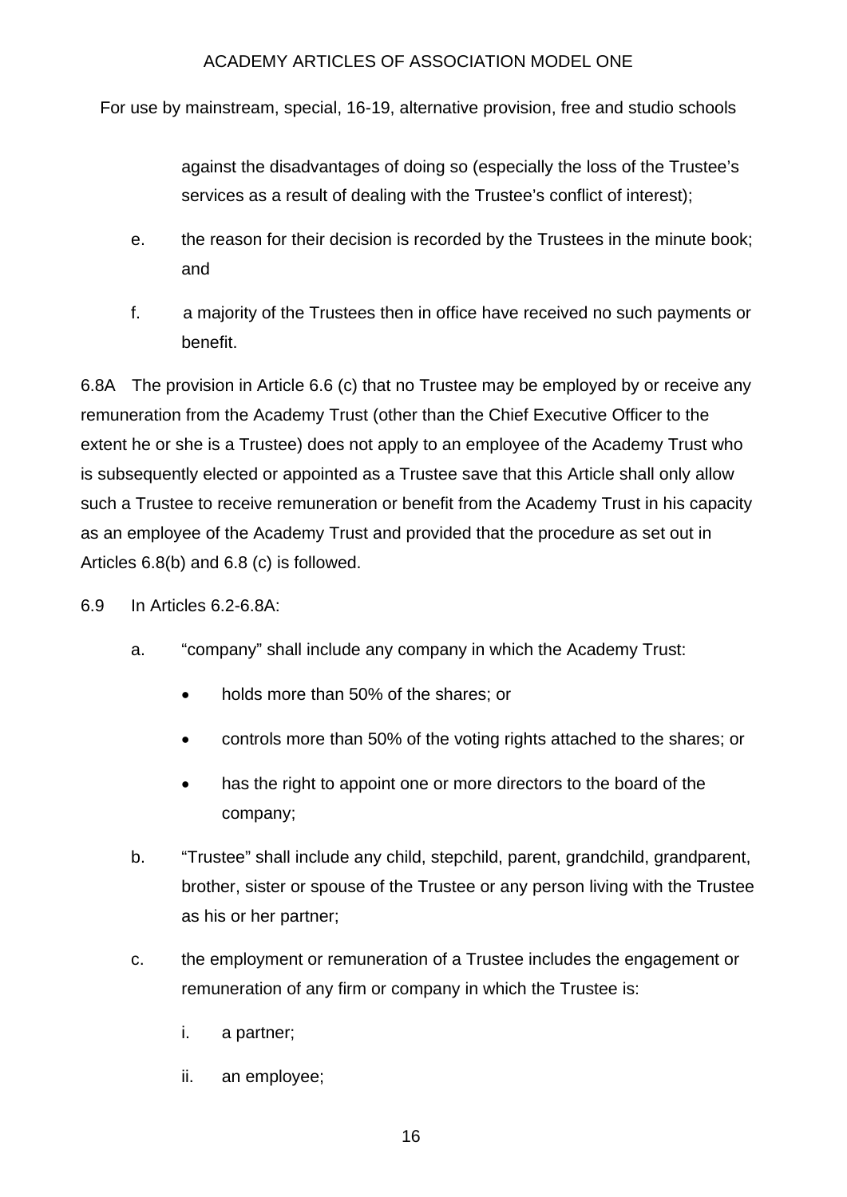against the disadvantages of doing so (especially the loss of the Trustee's services as a result of dealing with the Trustee's conflict of interest);

e. the reason for their decision is recorded by the Trustees in the minute book; and

f. a majority of the Trustees then in office have received no such payments or benefit.

6.8A The provision in Article 6.6 (c) that no Trustee may be employed by or receive any remuneration from the Academy Trust (other than the Chief Executive Officer to the extent he or she is a Trustee) does not apply to an employee of the Academy Trust who is subsequently elected or appointed as a Trustee save that this Article shall only allow such a Trustee to receive remuneration or benefit from the Academy Trust in his capacity as an employee of the Academy Trust and provided that the procedure as set out in Articles 6.8(b) and 6.8 (c) is followed.

6.9 In Articles 6.2-6.8A:

a. "company" shall include any company in which the Academy Trust:

- holds more than 50% of the shares; or
- controls more than 50% of the voting rights attached to the shares; or
- has the right to appoint one or more directors to the board of the company;

b. "Trustee" shall include any child, stepchild, parent, grandchild, grandparent, brother, sister or spouse of the Trustee or any person living with the Trustee as his or her partner;

c. the employment or remuneration of a Trustee includes the engagement or remuneration of any firm or company in which the Trustee is:

   i. a partner;

   ii. an employee;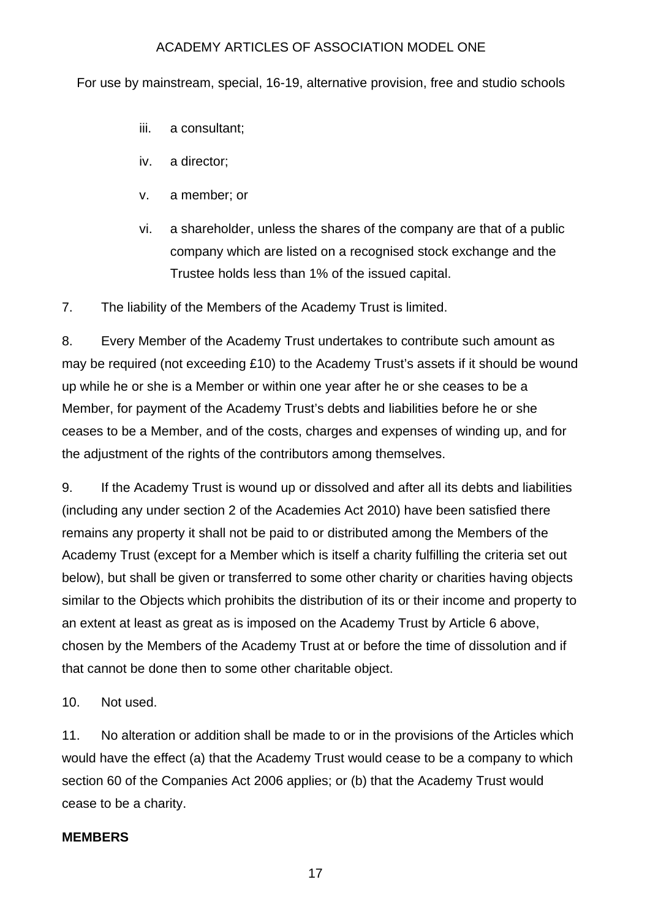iii. a consultant;

iv. a director;

v. a member; or

vi. a shareholder, unless the shares of the company are that of a public company which are listed on a recognised stock exchange and the Trustee holds less than 1% of the issued capital.

7. The liability of the Members of the Academy Trust is limited.

8. Every Member of the Academy Trust undertakes to contribute such amount as may be required (not exceeding £10) to the Academy Trust's assets if it should be wound up while he or she is a Member or within one year after he or she ceases to be a Member, for payment of the Academy Trust's debts and liabilities before he or she ceases to be a Member, and of the costs, charges and expenses of winding up, and for the adjustment of the rights of the contributors among themselves.

9. If the Academy Trust is wound up or dissolved and after all its debts and liabilities (including any under section 2 of the Academies Act 2010) have been satisfied there remains any property it shall not be paid to or distributed among the Members of the Academy Trust (except for a Member which is itself a charity fulfilling the criteria set out below), but shall be given or transferred to some other charity or charities having objects similar to the Objects which prohibits the distribution of its or their income and property to an extent at least as great as is imposed on the Academy Trust by Article 6 above, chosen by the Members of the Academy Trust at or before the time of dissolution and if that cannot be done then to some other charitable object.

10. Not used.

11. No alteration or addition shall be made to or in the provisions of the Articles which would have the effect (a) that the Academy Trust would cease to be a company to which section 60 of the Companies Act 2006 applies; or (b) that the Academy Trust would cease to be a charity.

**MEMBERS**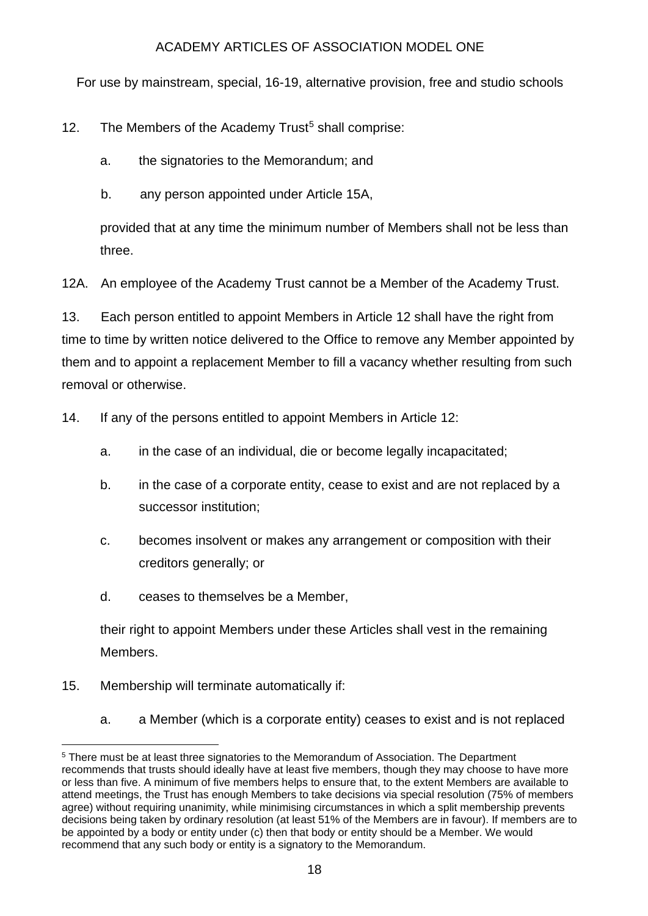12. The Members of the Academy Trust[5] shall comprise:

    a. the signatories to the Memorandum; and

    b. any person appointed under Article 15A,

    provided that at any time the minimum number of Members shall not be less than three.

12A. An employee of the Academy Trust cannot be a Member of the Academy Trust.

13. Each person entitled to appoint Members in Article 12 shall have the right from time to time by written notice delivered to the Office to remove any Member appointed by them and to appoint a replacement Member to fill a vacancy whether resulting from such removal or otherwise.

14. If any of the persons entitled to appoint Members in Article 12:

    a. in the case of an individual, die or become legally incapacitated;

    b. in the case of a corporate entity, cease to exist and are not replaced by a successor institution;

    c. becomes insolvent or makes any arrangement or composition with their creditors generally; or

    d. ceases to themselves be a Member,

    their right to appoint Members under these Articles shall vest in the remaining Members.

15. Membership will terminate automatically if:

    a. a Member (which is a corporate entity) ceases to exist and is not replaced

---

[5] There must be at least three signatories to the Memorandum of Association. The Department recommends that trusts should ideally have at least five members, though they may choose to have more or less than five. A minimum of five members helps to ensure that, to the extent Members are available to attend meetings, the Trust has enough Members to take decisions via special resolution (75% of members agree) without requiring unanimity, while minimising circumstances in which a split membership prevents decisions being taken by ordinary resolution (at least 51% of the Members are in favour). If members are to be appointed by a body or entity under (c) then that body or entity should be a Member. We would recommend that any such body or entity is a signatory to the Memorandum.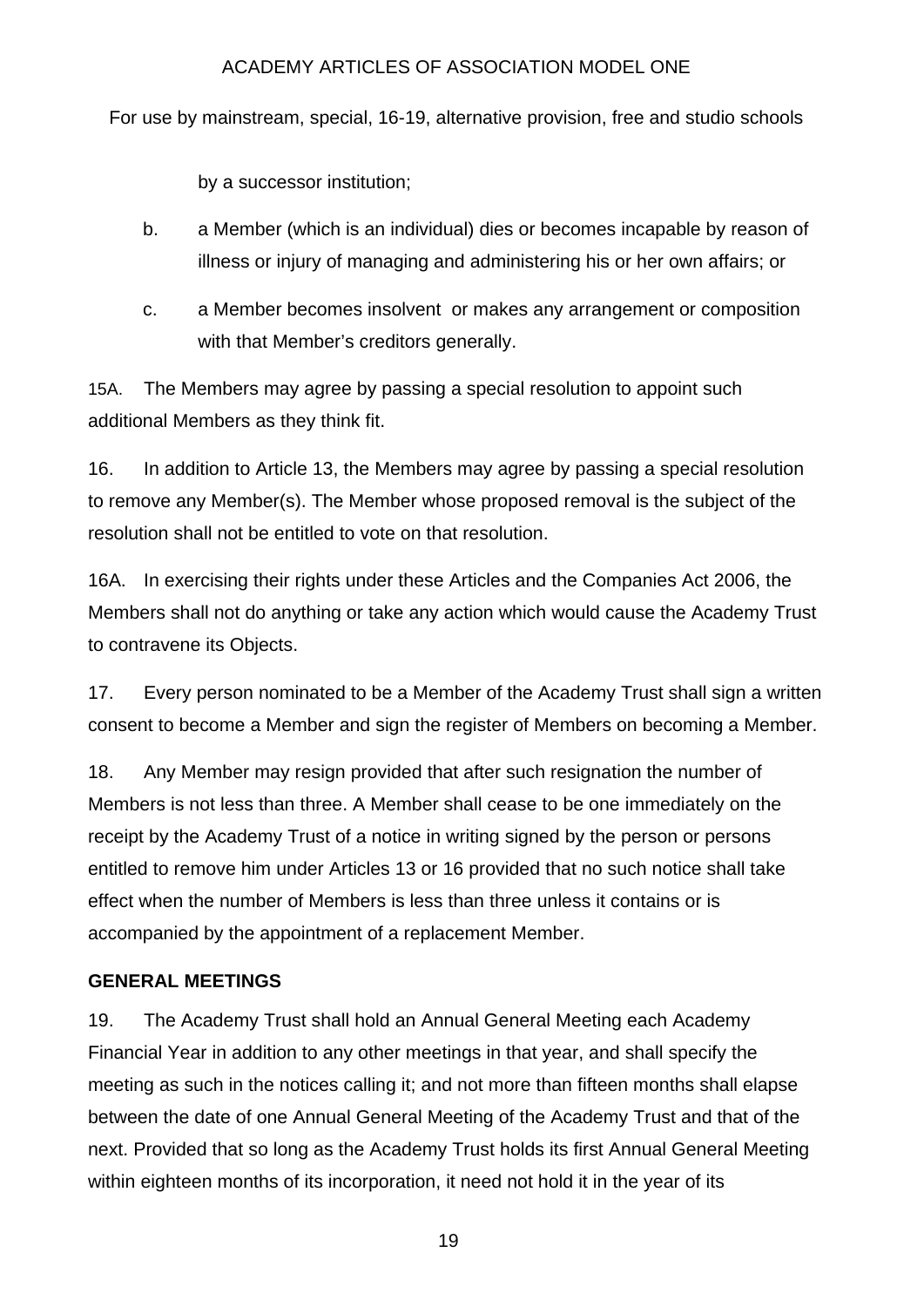by a successor institution;

b. a Member (which is an individual) dies or becomes incapable by reason of illness or injury of managing and administering his or her own affairs; or

c. a Member becomes insolvent or makes any arrangement or composition with that Member's creditors generally.

15A. The Members may agree by passing a special resolution to appoint such additional Members as they think fit.

16. In addition to Article 13, the Members may agree by passing a special resolution to remove any Member(s). The Member whose proposed removal is the subject of the resolution shall not be entitled to vote on that resolution.

16A. In exercising their rights under these Articles and the Companies Act 2006, the Members shall not do anything or take any action which would cause the Academy Trust to contravene its Objects.

17. Every person nominated to be a Member of the Academy Trust shall sign a written consent to become a Member and sign the register of Members on becoming a Member.

18. Any Member may resign provided that after such resignation the number of Members is not less than three. A Member shall cease to be one immediately on the receipt by the Academy Trust of a notice in writing signed by the person or persons entitled to remove him under Articles 13 or 16 provided that no such notice shall take effect when the number of Members is less than three unless it contains or is accompanied by the appointment of a replacement Member.

**GENERAL MEETINGS**

19. The Academy Trust shall hold an Annual General Meeting each Academy Financial Year in addition to any other meetings in that year, and shall specify the meeting as such in the notices calling it; and not more than fifteen months shall elapse between the date of one Annual General Meeting of the Academy Trust and that of the next. Provided that so long as the Academy Trust holds its first Annual General Meeting within eighteen months of its incorporation, it need not hold it in the year of its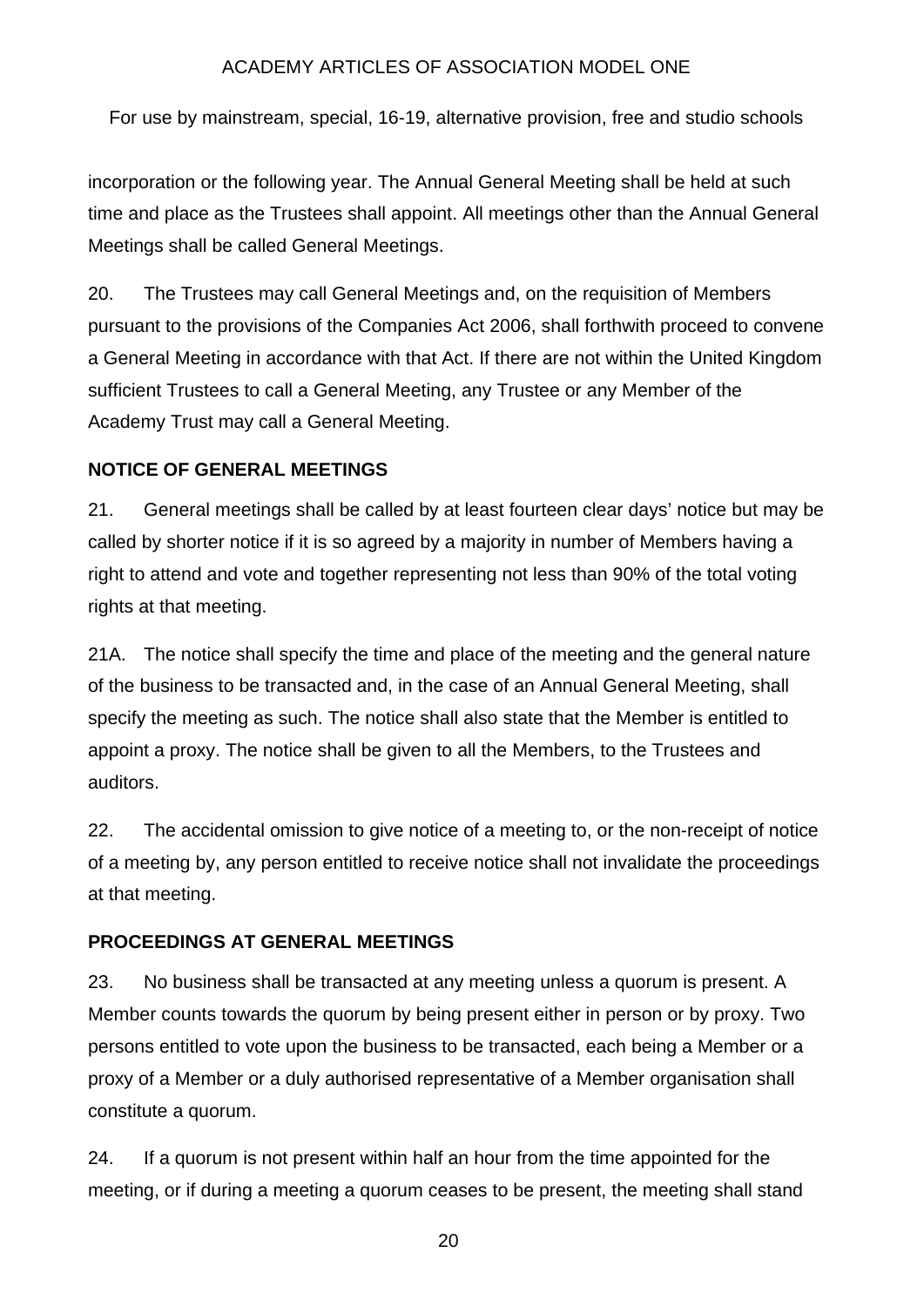incorporation or the following year. The Annual General Meeting shall be held at such time and place as the Trustees shall appoint. All meetings other than the Annual General Meetings shall be called General Meetings.

20. The Trustees may call General Meetings and, on the requisition of Members pursuant to the provisions of the Companies Act 2006, shall forthwith proceed to convene a General Meeting in accordance with that Act. If there are not within the United Kingdom sufficient Trustees to call a General Meeting, any Trustee or any Member of the Academy Trust may call a General Meeting.

**NOTICE OF GENERAL MEETINGS**

21. General meetings shall be called by at least fourteen clear days' notice but may be called by shorter notice if it is so agreed by a majority in number of Members having a right to attend and vote and together representing not less than 90% of the total voting rights at that meeting.

21A. The notice shall specify the time and place of the meeting and the general nature of the business to be transacted and, in the case of an Annual General Meeting, shall specify the meeting as such. The notice shall also state that the Member is entitled to appoint a proxy. The notice shall be given to all the Members, to the Trustees and auditors.

22. The accidental omission to give notice of a meeting to, or the non-receipt of notice of a meeting by, any person entitled to receive notice shall not invalidate the proceedings at that meeting.

**PROCEEDINGS AT GENERAL MEETINGS**

23. No business shall be transacted at any meeting unless a quorum is present. A Member counts towards the quorum by being present either in person or by proxy. Two persons entitled to vote upon the business to be transacted, each being a Member or a proxy of a Member or a duly authorised representative of a Member organisation shall constitute a quorum.

24. If a quorum is not present within half an hour from the time appointed for the meeting, or if during a meeting a quorum ceases to be present, the meeting shall stand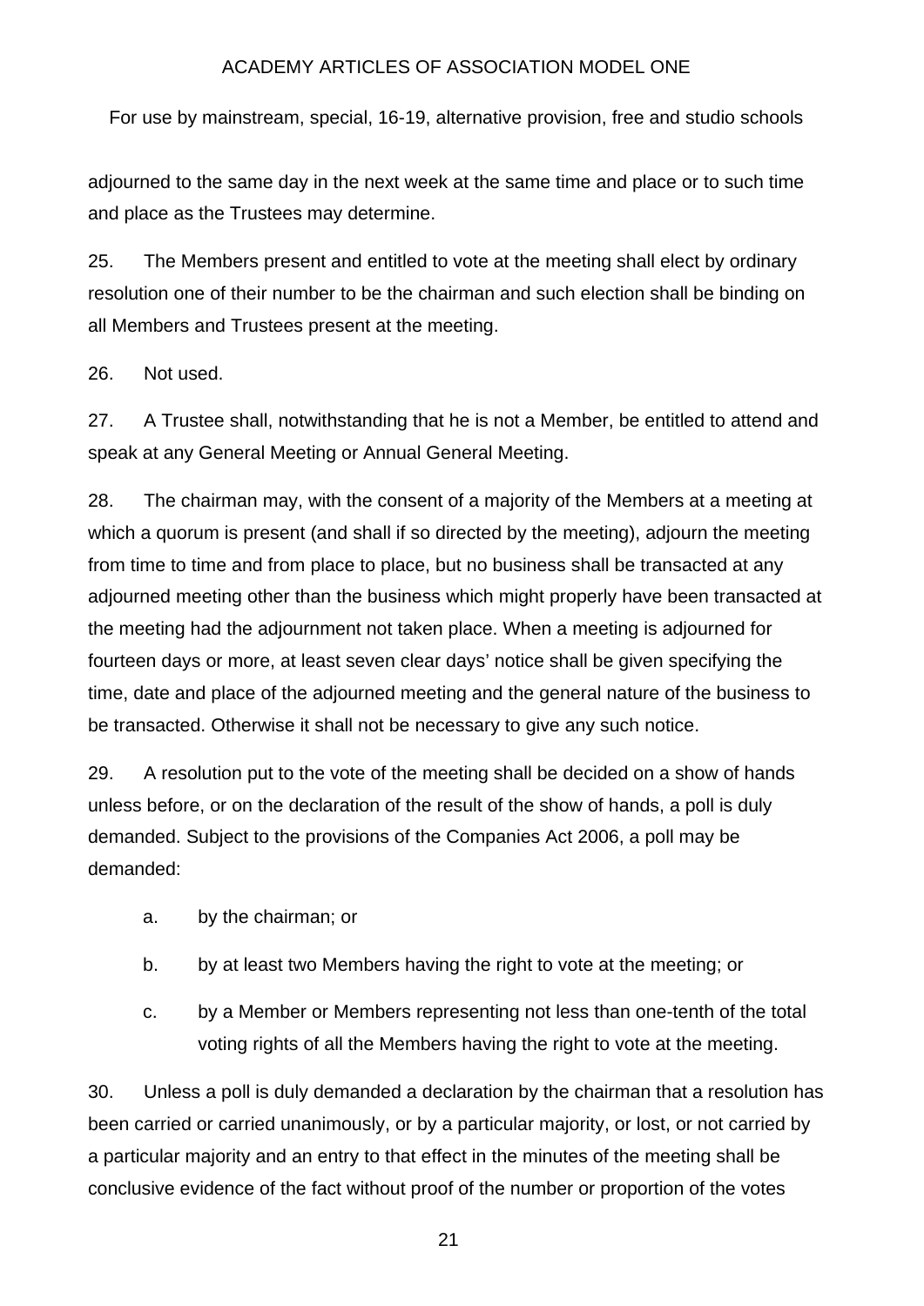adjourned to the same day in the next week at the same time and place or to such time and place as the Trustees may determine.

25. The Members present and entitled to vote at the meeting shall elect by ordinary resolution one of their number to be the chairman and such election shall be binding on all Members and Trustees present at the meeting.

26. Not used.

27. A Trustee shall, notwithstanding that he is not a Member, be entitled to attend and speak at any General Meeting or Annual General Meeting.

28. The chairman may, with the consent of a majority of the Members at a meeting at which a quorum is present (and shall if so directed by the meeting), adjourn the meeting from time to time and from place to place, but no business shall be transacted at any adjourned meeting other than the business which might properly have been transacted at the meeting had the adjournment not taken place. When a meeting is adjourned for fourteen days or more, at least seven clear days' notice shall be given specifying the time, date and place of the adjourned meeting and the general nature of the business to be transacted. Otherwise it shall not be necessary to give any such notice.

29. A resolution put to the vote of the meeting shall be decided on a show of hands unless before, or on the declaration of the result of the show of hands, a poll is duly demanded. Subject to the provisions of the Companies Act 2006, a poll may be demanded:

a. by the chairman; or

b. by at least two Members having the right to vote at the meeting; or

c. by a Member or Members representing not less than one-tenth of the total voting rights of all the Members having the right to vote at the meeting.

30. Unless a poll is duly demanded a declaration by the chairman that a resolution has been carried or carried unanimously, or by a particular majority, or lost, or not carried by a particular majority and an entry to that effect in the minutes of the meeting shall be conclusive evidence of the fact without proof of the number or proportion of the votes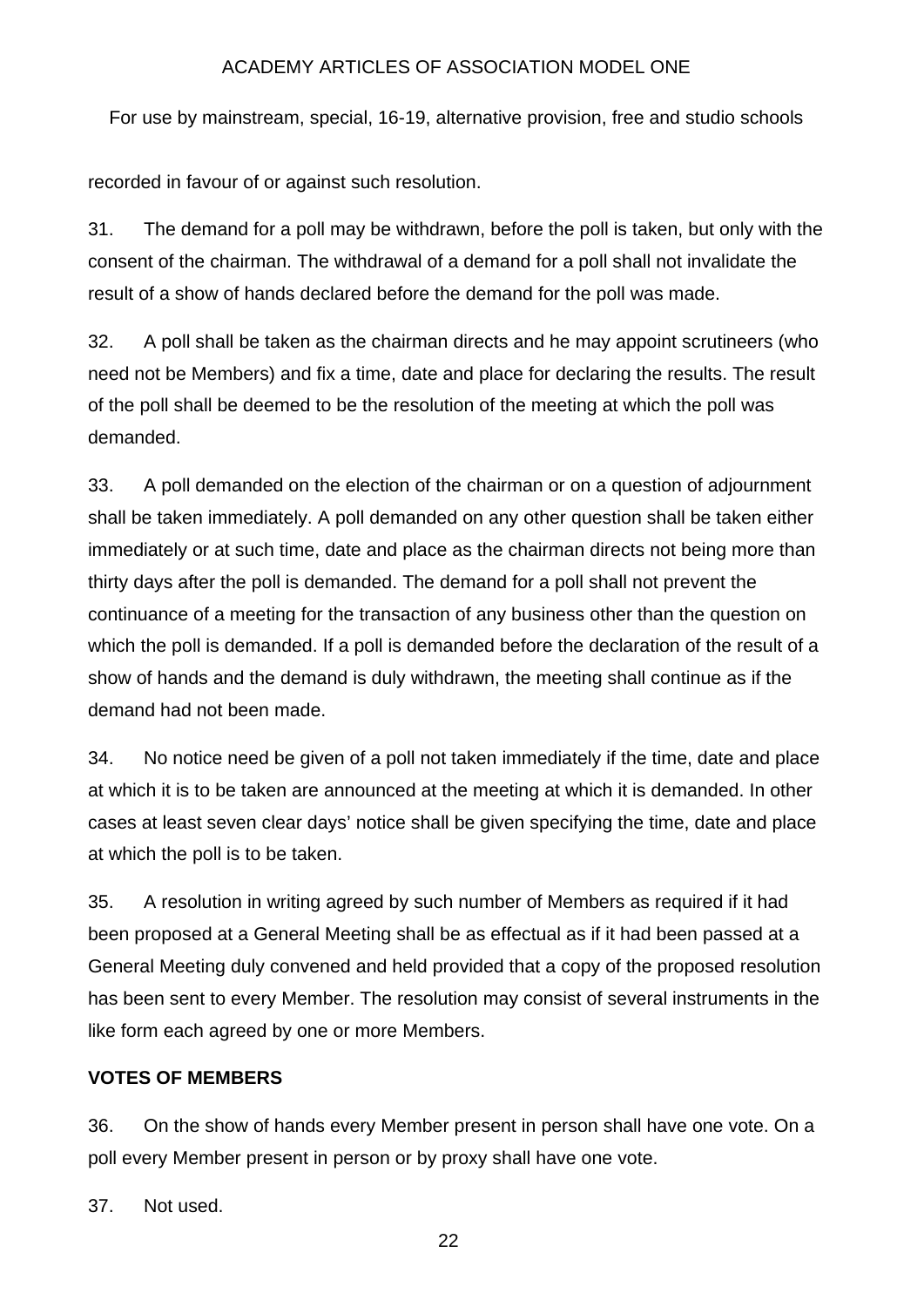recorded in favour of or against such resolution.

31. The demand for a poll may be withdrawn, before the poll is taken, but only with the consent of the chairman. The withdrawal of a demand for a poll shall not invalidate the result of a show of hands declared before the demand for the poll was made.

32. A poll shall be taken as the chairman directs and he may appoint scrutineers (who need not be Members) and fix a time, date and place for declaring the results. The result of the poll shall be deemed to be the resolution of the meeting at which the poll was demanded.

33. A poll demanded on the election of the chairman or on a question of adjournment shall be taken immediately. A poll demanded on any other question shall be taken either immediately or at such time, date and place as the chairman directs not being more than thirty days after the poll is demanded. The demand for a poll shall not prevent the continuance of a meeting for the transaction of any business other than the question on which the poll is demanded. If a poll is demanded before the declaration of the result of a show of hands and the demand is duly withdrawn, the meeting shall continue as if the demand had not been made.

34. No notice need be given of a poll not taken immediately if the time, date and place at which it is to be taken are announced at the meeting at which it is demanded. In other cases at least seven clear days' notice shall be given specifying the time, date and place at which the poll is to be taken.

35. A resolution in writing agreed by such number of Members as required if it had been proposed at a General Meeting shall be as effectual as if it had been passed at a General Meeting duly convened and held provided that a copy of the proposed resolution has been sent to every Member. The resolution may consist of several instruments in the like form each agreed by one or more Members.

**VOTES OF MEMBERS**

36. On the show of hands every Member present in person shall have one vote. On a poll every Member present in person or by proxy shall have one vote.

37. Not used.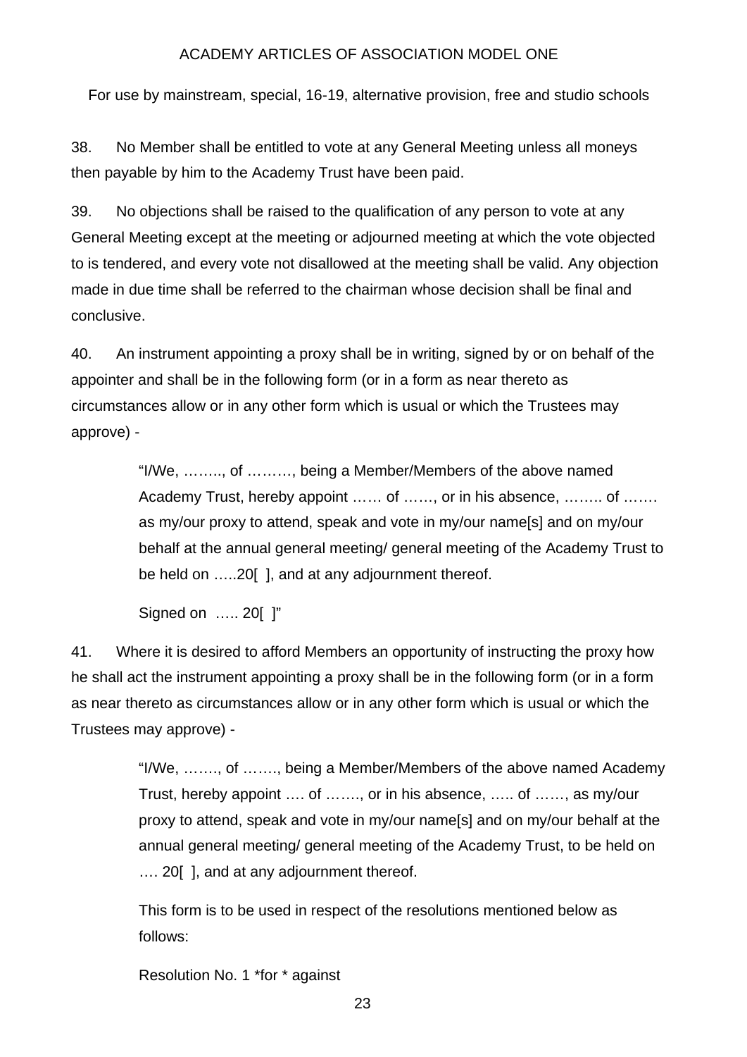38. No Member shall be entitled to vote at any General Meeting unless all moneys then payable by him to the Academy Trust have been paid.

39. No objections shall be raised to the qualification of any person to vote at any General Meeting except at the meeting or adjourned meeting at which the vote objected to is tendered, and every vote not disallowed at the meeting shall be valid. Any objection made in due time shall be referred to the chairman whose decision shall be final and conclusive.

40. An instrument appointing a proxy shall be in writing, signed by or on behalf of the appointer and shall be in the following form (or in a form as near thereto as circumstances allow or in any other form which is usual or which the Trustees may approve) -

> "I/We, …….., of ………, being a Member/Members of the above named Academy Trust, hereby appoint …… of ……, or in his absence, …….. of ……. as my/our proxy to attend, speak and vote in my/our name[s] and on my/our behalf at the annual general meeting/ general meeting of the Academy Trust to be held on …..20[ ], and at any adjournment thereof.
>
> Signed on ….. 20[ ]"

41. Where it is desired to afford Members an opportunity of instructing the proxy how he shall act the instrument appointing a proxy shall be in the following form (or in a form as near thereto as circumstances allow or in any other form which is usual or which the Trustees may approve) -

> "I/We, ……., of ……., being a Member/Members of the above named Academy Trust, hereby appoint …. of ……., or in his absence, ….. of ……, as my/our proxy to attend, speak and vote in my/our name[s] and on my/our behalf at the annual general meeting/ general meeting of the Academy Trust, to be held on …. 20[ ], and at any adjournment thereof.
>
> This form is to be used in respect of the resolutions mentioned below as follows:
>
> Resolution No. 1 *for * against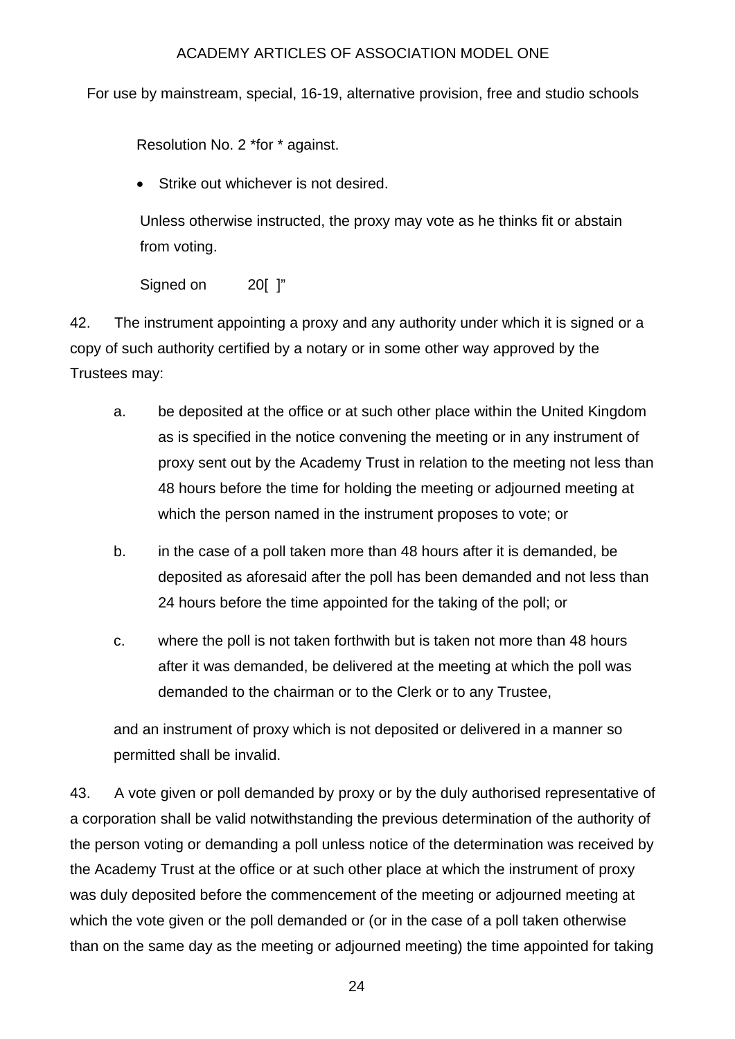Resolution No. 2 *for * against.

- Strike out whichever is not desired.

Unless otherwise instructed, the proxy may vote as he thinks fit or abstain from voting.

Signed on 20[ ]"

42. The instrument appointing a proxy and any authority under which it is signed or a copy of such authority certified by a notary or in some other way approved by the Trustees may:

a. be deposited at the office or at such other place within the United Kingdom as is specified in the notice convening the meeting or in any instrument of proxy sent out by the Academy Trust in relation to the meeting not less than 48 hours before the time for holding the meeting or adjourned meeting at which the person named in the instrument proposes to vote; or

b. in the case of a poll taken more than 48 hours after it is demanded, be deposited as aforesaid after the poll has been demanded and not less than 24 hours before the time appointed for the taking of the poll; or

c. where the poll is not taken forthwith but is taken not more than 48 hours after it was demanded, be delivered at the meeting at which the poll was demanded to the chairman or to the Clerk or to any Trustee,

and an instrument of proxy which is not deposited or delivered in a manner so permitted shall be invalid.

43. A vote given or poll demanded by proxy or by the duly authorised representative of a corporation shall be valid notwithstanding the previous determination of the authority of the person voting or demanding a poll unless notice of the determination was received by the Academy Trust at the office or at such other place at which the instrument of proxy was duly deposited before the commencement of the meeting or adjourned meeting at which the vote given or the poll demanded or (in the case of a poll taken otherwise than on the same day as the meeting or adjourned meeting) the time appointed for taking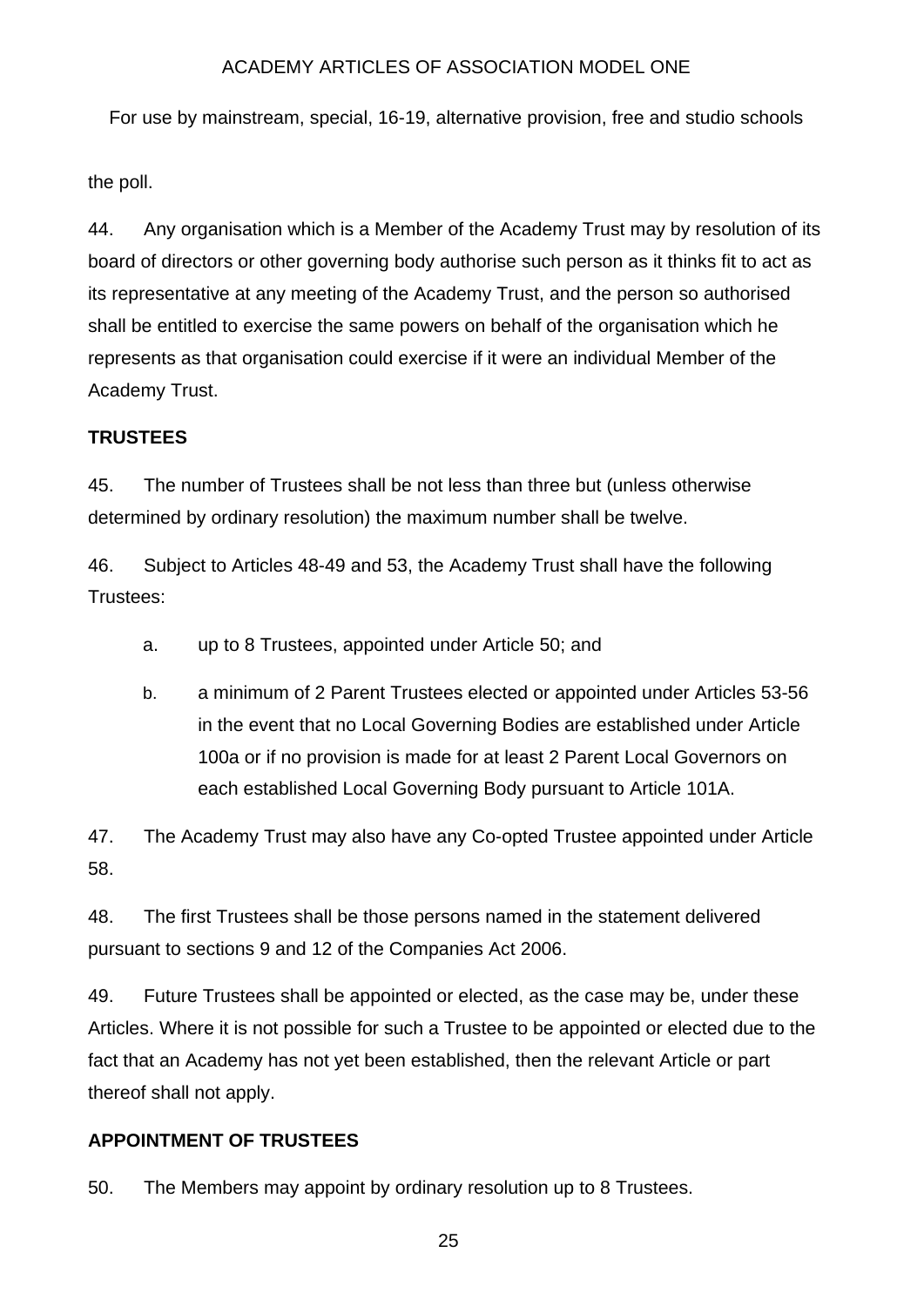the poll.

44. Any organisation which is a Member of the Academy Trust may by resolution of its board of directors or other governing body authorise such person as it thinks fit to act as its representative at any meeting of the Academy Trust, and the person so authorised shall be entitled to exercise the same powers on behalf of the organisation which he represents as that organisation could exercise if it were an individual Member of the Academy Trust.

## TRUSTEES

45. The number of Trustees shall be not less than three but (unless otherwise determined by ordinary resolution) the maximum number shall be twelve.

46. Subject to Articles 48-49 and 53, the Academy Trust shall have the following Trustees:

a. up to 8 Trustees, appointed under Article 50; and

b. a minimum of 2 Parent Trustees elected or appointed under Articles 53-56 in the event that no Local Governing Bodies are established under Article 100a or if no provision is made for at least 2 Parent Local Governors on each established Local Governing Body pursuant to Article 101A.

47. The Academy Trust may also have any Co-opted Trustee appointed under Article 58.

48. The first Trustees shall be those persons named in the statement delivered pursuant to sections 9 and 12 of the Companies Act 2006.

49. Future Trustees shall be appointed or elected, as the case may be, under these Articles. Where it is not possible for such a Trustee to be appointed or elected due to the fact that an Academy has not yet been established, then the relevant Article or part thereof shall not apply.

## APPOINTMENT OF TRUSTEES

50. The Members may appoint by ordinary resolution up to 8 Trustees.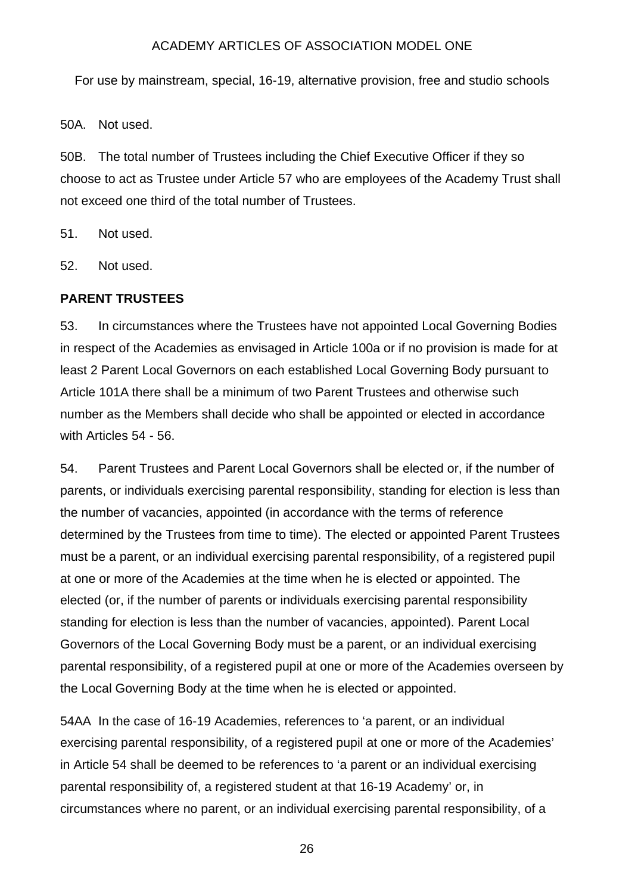50A. Not used.

50B. The total number of Trustees including the Chief Executive Officer if they so choose to act as Trustee under Article 57 who are employees of the Academy Trust shall not exceed one third of the total number of Trustees.

51. Not used.

52. Not used.

**PARENT TRUSTEES**

53. In circumstances where the Trustees have not appointed Local Governing Bodies in respect of the Academies as envisaged in Article 100a or if no provision is made for at least 2 Parent Local Governors on each established Local Governing Body pursuant to Article 101A there shall be a minimum of two Parent Trustees and otherwise such number as the Members shall decide who shall be appointed or elected in accordance with Articles 54 - 56.

54. Parent Trustees and Parent Local Governors shall be elected or, if the number of parents, or individuals exercising parental responsibility, standing for election is less than the number of vacancies, appointed (in accordance with the terms of reference determined by the Trustees from time to time). The elected or appointed Parent Trustees must be a parent, or an individual exercising parental responsibility, of a registered pupil at one or more of the Academies at the time when he is elected or appointed. The elected (or, if the number of parents or individuals exercising parental responsibility standing for election is less than the number of vacancies, appointed). Parent Local Governors of the Local Governing Body must be a parent, or an individual exercising parental responsibility, of a registered pupil at one or more of the Academies overseen by the Local Governing Body at the time when he is elected or appointed.

54AA In the case of 16-19 Academies, references to 'a parent, or an individual exercising parental responsibility, of a registered pupil at one or more of the Academies' in Article 54 shall be deemed to be references to 'a parent or an individual exercising parental responsibility of, a registered student at that 16-19 Academy' or, in circumstances where no parent, or an individual exercising parental responsibility, of a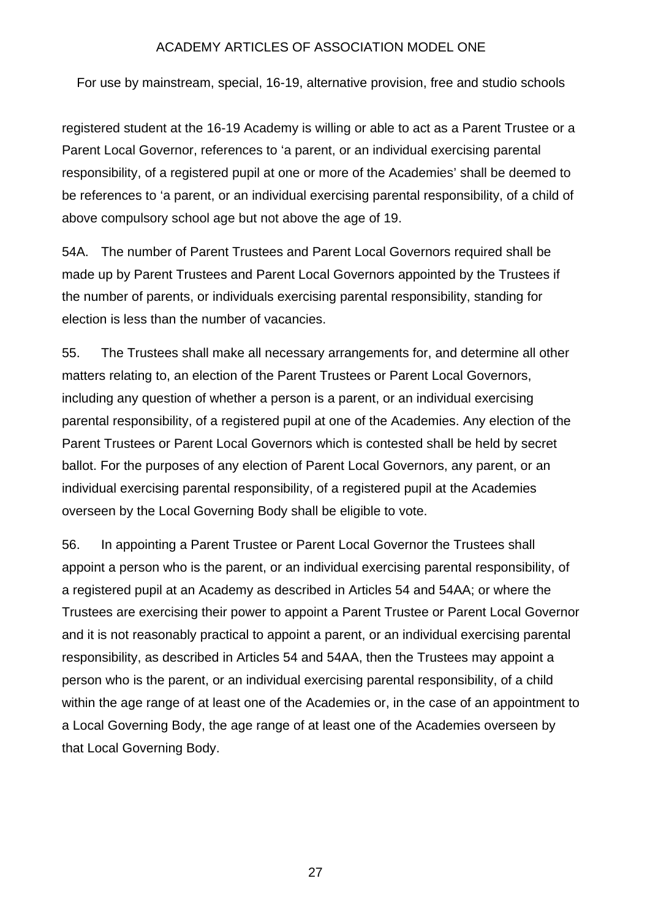registered student at the 16-19 Academy is willing or able to act as a Parent Trustee or a Parent Local Governor, references to 'a parent, or an individual exercising parental responsibility, of a registered pupil at one or more of the Academies' shall be deemed to be references to 'a parent, or an individual exercising parental responsibility, of a child of above compulsory school age but not above the age of 19.

54A. The number of Parent Trustees and Parent Local Governors required shall be made up by Parent Trustees and Parent Local Governors appointed by the Trustees if the number of parents, or individuals exercising parental responsibility, standing for election is less than the number of vacancies.

55. The Trustees shall make all necessary arrangements for, and determine all other matters relating to, an election of the Parent Trustees or Parent Local Governors, including any question of whether a person is a parent, or an individual exercising parental responsibility, of a registered pupil at one of the Academies. Any election of the Parent Trustees or Parent Local Governors which is contested shall be held by secret ballot. For the purposes of any election of Parent Local Governors, any parent, or an individual exercising parental responsibility, of a registered pupil at the Academies overseen by the Local Governing Body shall be eligible to vote.

56. In appointing a Parent Trustee or Parent Local Governor the Trustees shall appoint a person who is the parent, or an individual exercising parental responsibility, of a registered pupil at an Academy as described in Articles 54 and 54AA; or where the Trustees are exercising their power to appoint a Parent Trustee or Parent Local Governor and it is not reasonably practical to appoint a parent, or an individual exercising parental responsibility, as described in Articles 54 and 54AA, then the Trustees may appoint a person who is the parent, or an individual exercising parental responsibility, of a child within the age range of at least one of the Academies or, in the case of an appointment to a Local Governing Body, the age range of at least one of the Academies overseen by that Local Governing Body.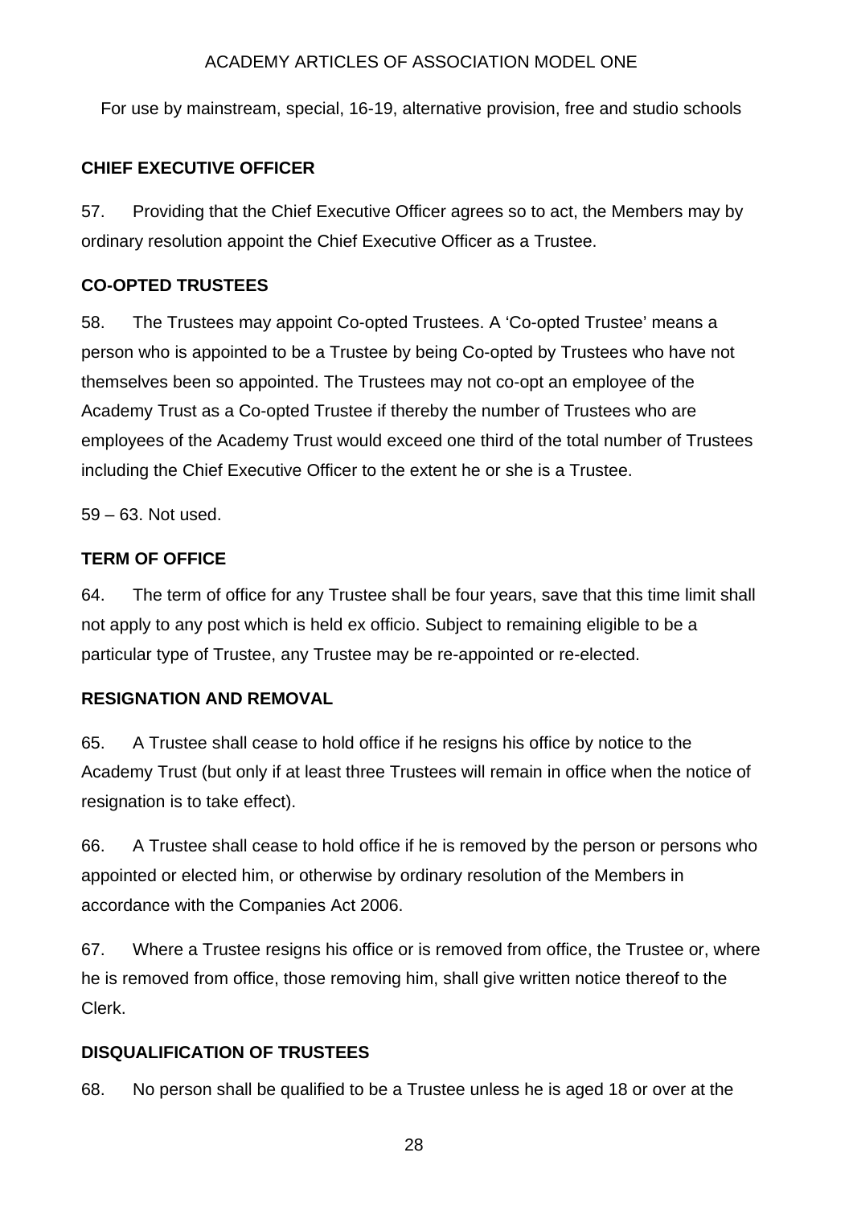### CHIEF EXECUTIVE OFFICER

57. Providing that the Chief Executive Officer agrees so to act, the Members may by ordinary resolution appoint the Chief Executive Officer as a Trustee.

### CO-OPTED TRUSTEES

58. The Trustees may appoint Co-opted Trustees. A 'Co-opted Trustee' means a person who is appointed to be a Trustee by being Co-opted by Trustees who have not themselves been so appointed. The Trustees may not co-opt an employee of the Academy Trust as a Co-opted Trustee if thereby the number of Trustees who are employees of the Academy Trust would exceed one third of the total number of Trustees including the Chief Executive Officer to the extent he or she is a Trustee.

59 – 63. Not used.

### TERM OF OFFICE

64. The term of office for any Trustee shall be four years, save that this time limit shall not apply to any post which is held ex officio. Subject to remaining eligible to be a particular type of Trustee, any Trustee may be re-appointed or re-elected.

### RESIGNATION AND REMOVAL

65. A Trustee shall cease to hold office if he resigns his office by notice to the Academy Trust (but only if at least three Trustees will remain in office when the notice of resignation is to take effect).

66. A Trustee shall cease to hold office if he is removed by the person or persons who appointed or elected him, or otherwise by ordinary resolution of the Members in accordance with the Companies Act 2006.

67. Where a Trustee resigns his office or is removed from office, the Trustee or, where he is removed from office, those removing him, shall give written notice thereof to the Clerk.

### DISQUALIFICATION OF TRUSTEES

68. No person shall be qualified to be a Trustee unless he is aged 18 or over at the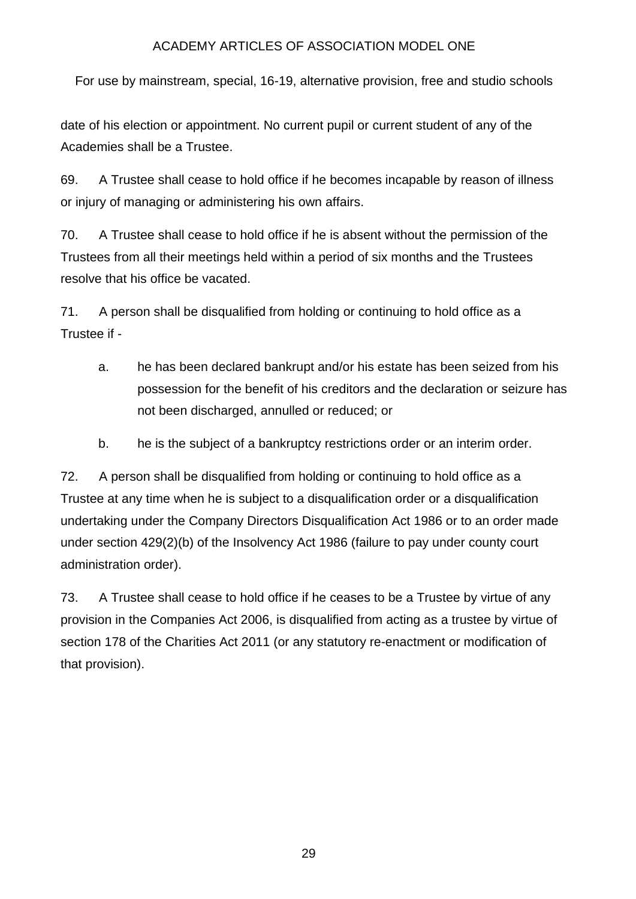date of his election or appointment. No current pupil or current student of any of the Academies shall be a Trustee.

69. A Trustee shall cease to hold office if he becomes incapable by reason of illness or injury of managing or administering his own affairs.

70. A Trustee shall cease to hold office if he is absent without the permission of the Trustees from all their meetings held within a period of six months and the Trustees resolve that his office be vacated.

71. A person shall be disqualified from holding or continuing to hold office as a Trustee if -

   a. he has been declared bankrupt and/or his estate has been seized from his possession for the benefit of his creditors and the declaration or seizure has not been discharged, annulled or reduced; or

   b. he is the subject of a bankruptcy restrictions order or an interim order.

72. A person shall be disqualified from holding or continuing to hold office as a Trustee at any time when he is subject to a disqualification order or a disqualification undertaking under the Company Directors Disqualification Act 1986 or to an order made under section 429(2)(b) of the Insolvency Act 1986 (failure to pay under county court administration order).

73. A Trustee shall cease to hold office if he ceases to be a Trustee by virtue of any provision in the Companies Act 2006, is disqualified from acting as a trustee by virtue of section 178 of the Charities Act 2011 (or any statutory re-enactment or modification of that provision).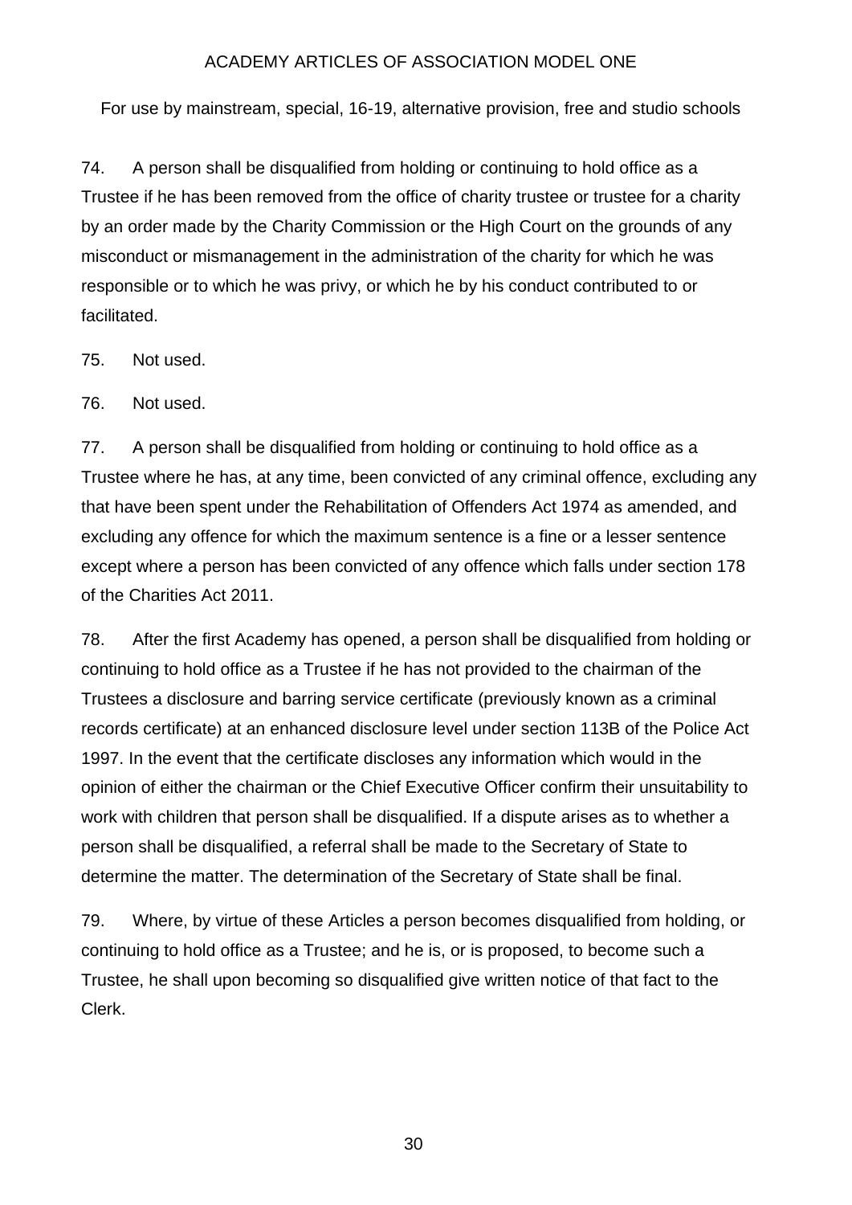74. A person shall be disqualified from holding or continuing to hold office as a Trustee if he has been removed from the office of charity trustee or trustee for a charity by an order made by the Charity Commission or the High Court on the grounds of any misconduct or mismanagement in the administration of the charity for which he was responsible or to which he was privy, or which he by his conduct contributed to or facilitated.

75. Not used.

76. Not used.

77. A person shall be disqualified from holding or continuing to hold office as a Trustee where he has, at any time, been convicted of any criminal offence, excluding any that have been spent under the Rehabilitation of Offenders Act 1974 as amended, and excluding any offence for which the maximum sentence is a fine or a lesser sentence except where a person has been convicted of any offence which falls under section 178 of the Charities Act 2011.

78. After the first Academy has opened, a person shall be disqualified from holding or continuing to hold office as a Trustee if he has not provided to the chairman of the Trustees a disclosure and barring service certificate (previously known as a criminal records certificate) at an enhanced disclosure level under section 113B of the Police Act 1997. In the event that the certificate discloses any information which would in the opinion of either the chairman or the Chief Executive Officer confirm their unsuitability to work with children that person shall be disqualified. If a dispute arises as to whether a person shall be disqualified, a referral shall be made to the Secretary of State to determine the matter. The determination of the Secretary of State shall be final.

79. Where, by virtue of these Articles a person becomes disqualified from holding, or continuing to hold office as a Trustee; and he is, or is proposed, to become such a Trustee, he shall upon becoming so disqualified give written notice of that fact to the Clerk.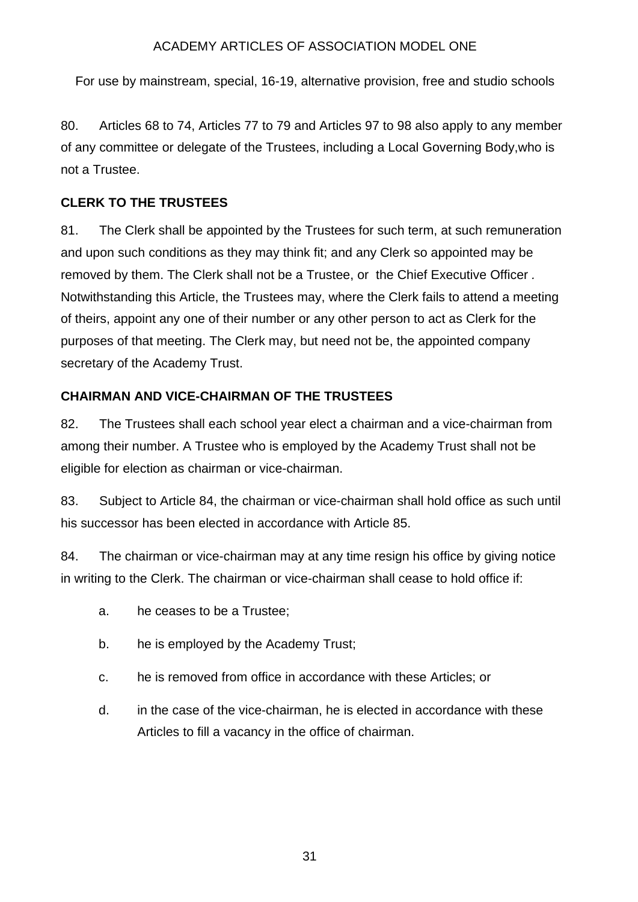80. Articles 68 to 74, Articles 77 to 79 and Articles 97 to 98 also apply to any member of any committee or delegate of the Trustees, including a Local Governing Body,who is not a Trustee.

**CLERK TO THE TRUSTEES**

81. The Clerk shall be appointed by the Trustees for such term, at such remuneration and upon such conditions as they may think fit; and any Clerk so appointed may be removed by them. The Clerk shall not be a Trustee, or the Chief Executive Officer . Notwithstanding this Article, the Trustees may, where the Clerk fails to attend a meeting of theirs, appoint any one of their number or any other person to act as Clerk for the purposes of that meeting. The Clerk may, but need not be, the appointed company secretary of the Academy Trust.

**CHAIRMAN AND VICE-CHAIRMAN OF THE TRUSTEES**

82. The Trustees shall each school year elect a chairman and a vice-chairman from among their number. A Trustee who is employed by the Academy Trust shall not be eligible for election as chairman or vice-chairman.

83. Subject to Article 84, the chairman or vice-chairman shall hold office as such until his successor has been elected in accordance with Article 85.

84. The chairman or vice-chairman may at any time resign his office by giving notice in writing to the Clerk. The chairman or vice-chairman shall cease to hold office if:

a. he ceases to be a Trustee;

b. he is employed by the Academy Trust;

c. he is removed from office in accordance with these Articles; or

d. in the case of the vice-chairman, he is elected in accordance with these Articles to fill a vacancy in the office of chairman.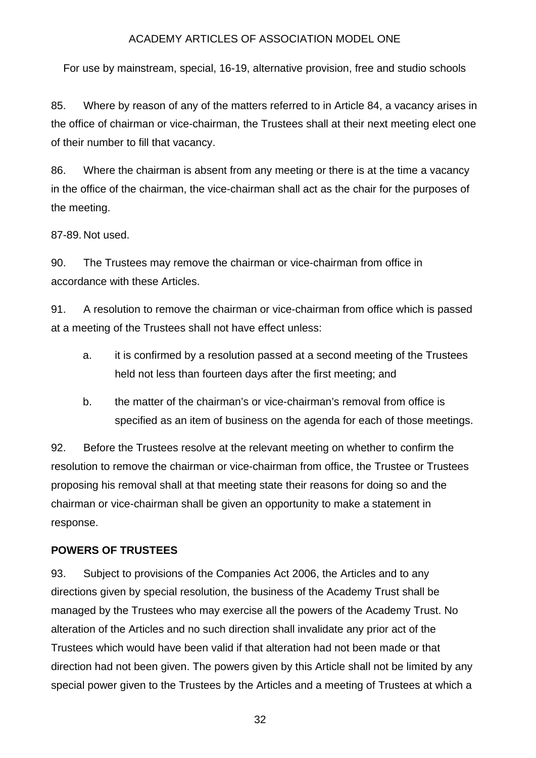85. Where by reason of any of the matters referred to in Article 84, a vacancy arises in the office of chairman or vice-chairman, the Trustees shall at their next meeting elect one of their number to fill that vacancy.

86. Where the chairman is absent from any meeting or there is at the time a vacancy in the office of the chairman, the vice-chairman shall act as the chair for the purposes of the meeting.

87-89. Not used.

90. The Trustees may remove the chairman or vice-chairman from office in accordance with these Articles.

91. A resolution to remove the chairman or vice-chairman from office which is passed at a meeting of the Trustees shall not have effect unless:

a. it is confirmed by a resolution passed at a second meeting of the Trustees held not less than fourteen days after the first meeting; and

b. the matter of the chairman's or vice-chairman's removal from office is specified as an item of business on the agenda for each of those meetings.

92. Before the Trustees resolve at the relevant meeting on whether to confirm the resolution to remove the chairman or vice-chairman from office, the Trustee or Trustees proposing his removal shall at that meeting state their reasons for doing so and the chairman or vice-chairman shall be given an opportunity to make a statement in response.

**POWERS OF TRUSTEES**

93. Subject to provisions of the Companies Act 2006, the Articles and to any directions given by special resolution, the business of the Academy Trust shall be managed by the Trustees who may exercise all the powers of the Academy Trust. No alteration of the Articles and no such direction shall invalidate any prior act of the Trustees which would have been valid if that alteration had not been made or that direction had not been given. The powers given by this Article shall not be limited by any special power given to the Trustees by the Articles and a meeting of Trustees at which a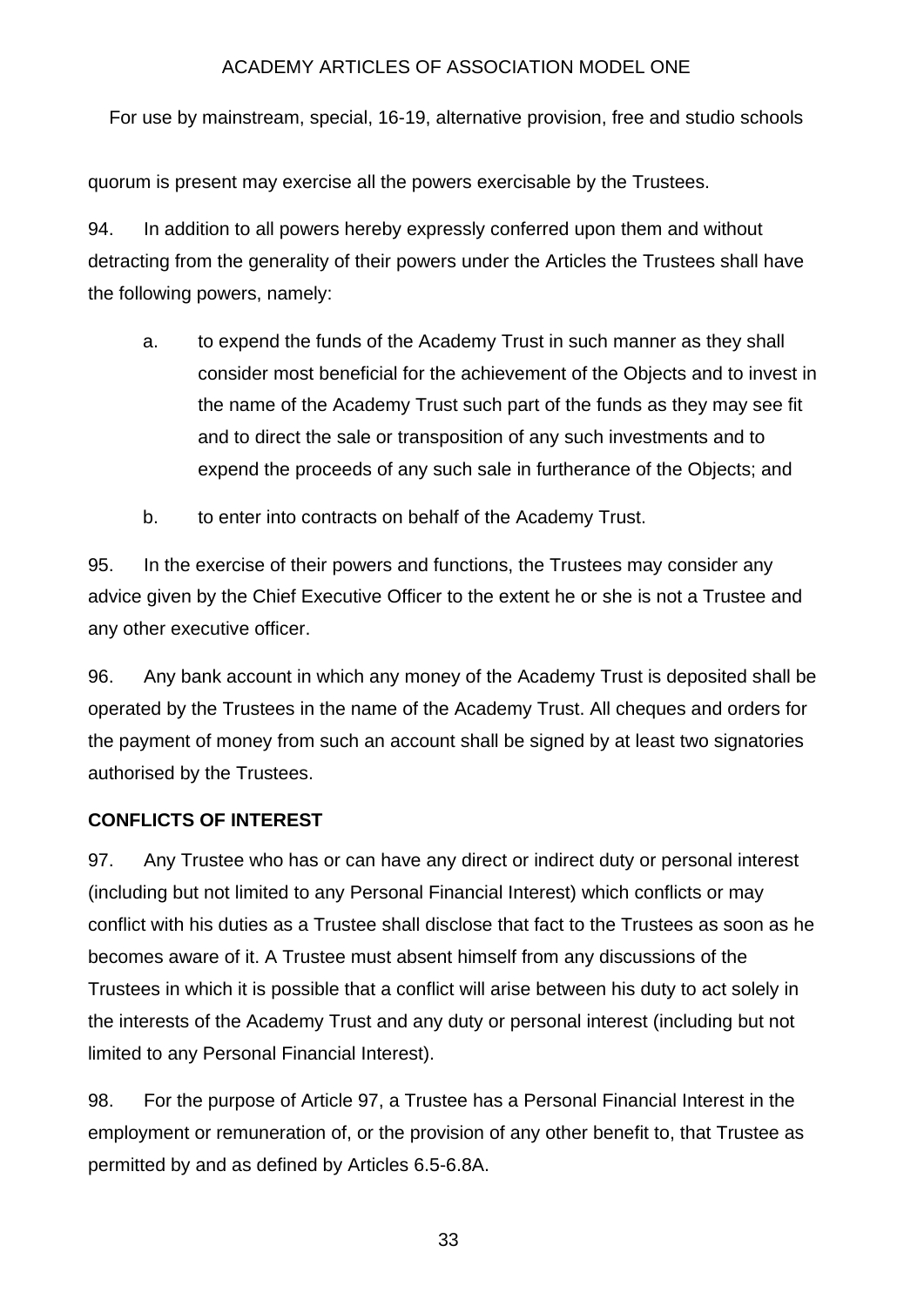quorum is present may exercise all the powers exercisable by the Trustees.

94. In addition to all powers hereby expressly conferred upon them and without detracting from the generality of their powers under the Articles the Trustees shall have the following powers, namely:

a. to expend the funds of the Academy Trust in such manner as they shall consider most beneficial for the achievement of the Objects and to invest in the name of the Academy Trust such part of the funds as they may see fit and to direct the sale or transposition of any such investments and to expend the proceeds of any such sale in furtherance of the Objects; and

b. to enter into contracts on behalf of the Academy Trust.

95. In the exercise of their powers and functions, the Trustees may consider any advice given by the Chief Executive Officer to the extent he or she is not a Trustee and any other executive officer.

96. Any bank account in which any money of the Academy Trust is deposited shall be operated by the Trustees in the name of the Academy Trust. All cheques and orders for the payment of money from such an account shall be signed by at least two signatories authorised by the Trustees.

**CONFLICTS OF INTEREST**

97. Any Trustee who has or can have any direct or indirect duty or personal interest (including but not limited to any Personal Financial Interest) which conflicts or may conflict with his duties as a Trustee shall disclose that fact to the Trustees as soon as he becomes aware of it. A Trustee must absent himself from any discussions of the Trustees in which it is possible that a conflict will arise between his duty to act solely in the interests of the Academy Trust and any duty or personal interest (including but not limited to any Personal Financial Interest).

98. For the purpose of Article 97, a Trustee has a Personal Financial Interest in the employment or remuneration of, or the provision of any other benefit to, that Trustee as permitted by and as defined by Articles 6.5-6.8A.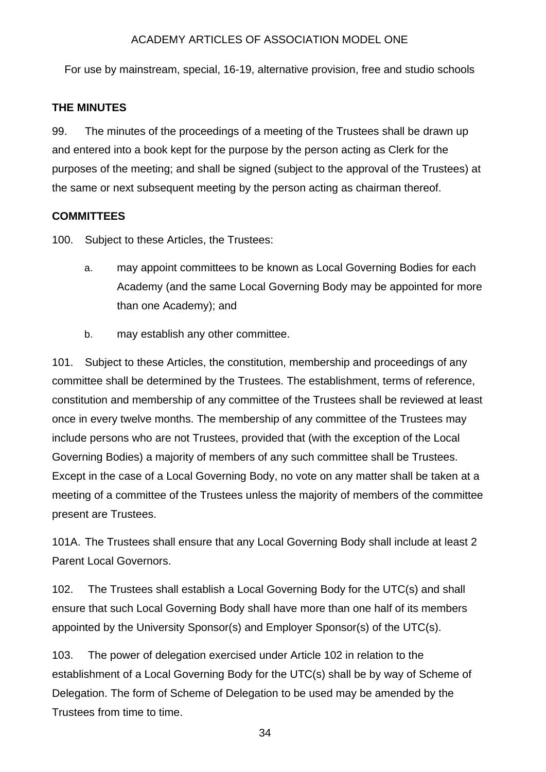## THE MINUTES

99. The minutes of the proceedings of a meeting of the Trustees shall be drawn up and entered into a book kept for the purpose by the person acting as Clerk for the purposes of the meeting; and shall be signed (subject to the approval of the Trustees) at the same or next subsequent meeting by the person acting as chairman thereof.

## COMMITTEES

100. Subject to these Articles, the Trustees:

a. may appoint committees to be known as Local Governing Bodies for each Academy (and the same Local Governing Body may be appointed for more than one Academy); and

b. may establish any other committee.

101. Subject to these Articles, the constitution, membership and proceedings of any committee shall be determined by the Trustees. The establishment, terms of reference, constitution and membership of any committee of the Trustees shall be reviewed at least once in every twelve months. The membership of any committee of the Trustees may include persons who are not Trustees, provided that (with the exception of the Local Governing Bodies) a majority of members of any such committee shall be Trustees. Except in the case of a Local Governing Body, no vote on any matter shall be taken at a meeting of a committee of the Trustees unless the majority of members of the committee present are Trustees.

101A. The Trustees shall ensure that any Local Governing Body shall include at least 2 Parent Local Governors.

102. The Trustees shall establish a Local Governing Body for the UTC(s) and shall ensure that such Local Governing Body shall have more than one half of its members appointed by the University Sponsor(s) and Employer Sponsor(s) of the UTC(s).

103. The power of delegation exercised under Article 102 in relation to the establishment of a Local Governing Body for the UTC(s) shall be by way of Scheme of Delegation. The form of Scheme of Delegation to be used may be amended by the Trustees from time to time.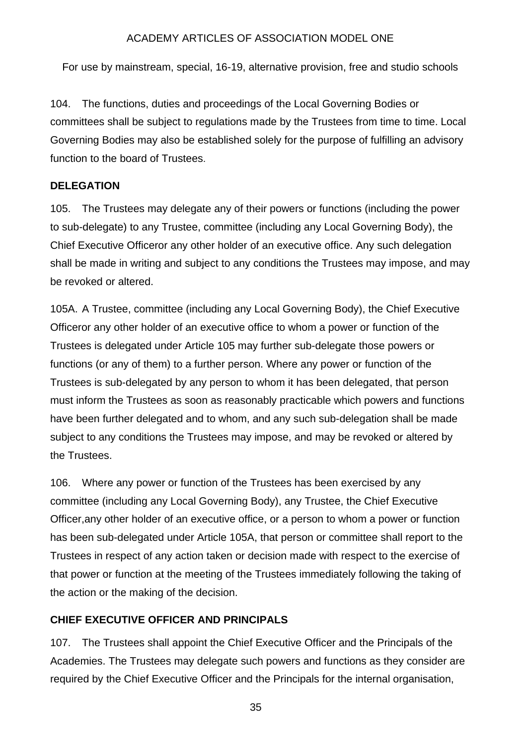104. The functions, duties and proceedings of the Local Governing Bodies or committees shall be subject to regulations made by the Trustees from time to time. Local Governing Bodies may also be established solely for the purpose of fulfilling an advisory function to the board of Trustees.

**DELEGATION**

105. The Trustees may delegate any of their powers or functions (including the power to sub-delegate) to any Trustee, committee (including any Local Governing Body), the Chief Executive Officeror any other holder of an executive office. Any such delegation shall be made in writing and subject to any conditions the Trustees may impose, and may be revoked or altered.

105A. A Trustee, committee (including any Local Governing Body), the Chief Executive Officeror any other holder of an executive office to whom a power or function of the Trustees is delegated under Article 105 may further sub-delegate those powers or functions (or any of them) to a further person. Where any power or function of the Trustees is sub-delegated by any person to whom it has been delegated, that person must inform the Trustees as soon as reasonably practicable which powers and functions have been further delegated and to whom, and any such sub-delegation shall be made subject to any conditions the Trustees may impose, and may be revoked or altered by the Trustees.

106. Where any power or function of the Trustees has been exercised by any committee (including any Local Governing Body), any Trustee, the Chief Executive Officer,any other holder of an executive office, or a person to whom a power or function has been sub-delegated under Article 105A, that person or committee shall report to the Trustees in respect of any action taken or decision made with respect to the exercise of that power or function at the meeting of the Trustees immediately following the taking of the action or the making of the decision.

**CHIEF EXECUTIVE OFFICER AND PRINCIPALS**

107. The Trustees shall appoint the Chief Executive Officer and the Principals of the Academies. The Trustees may delegate such powers and functions as they consider are required by the Chief Executive Officer and the Principals for the internal organisation,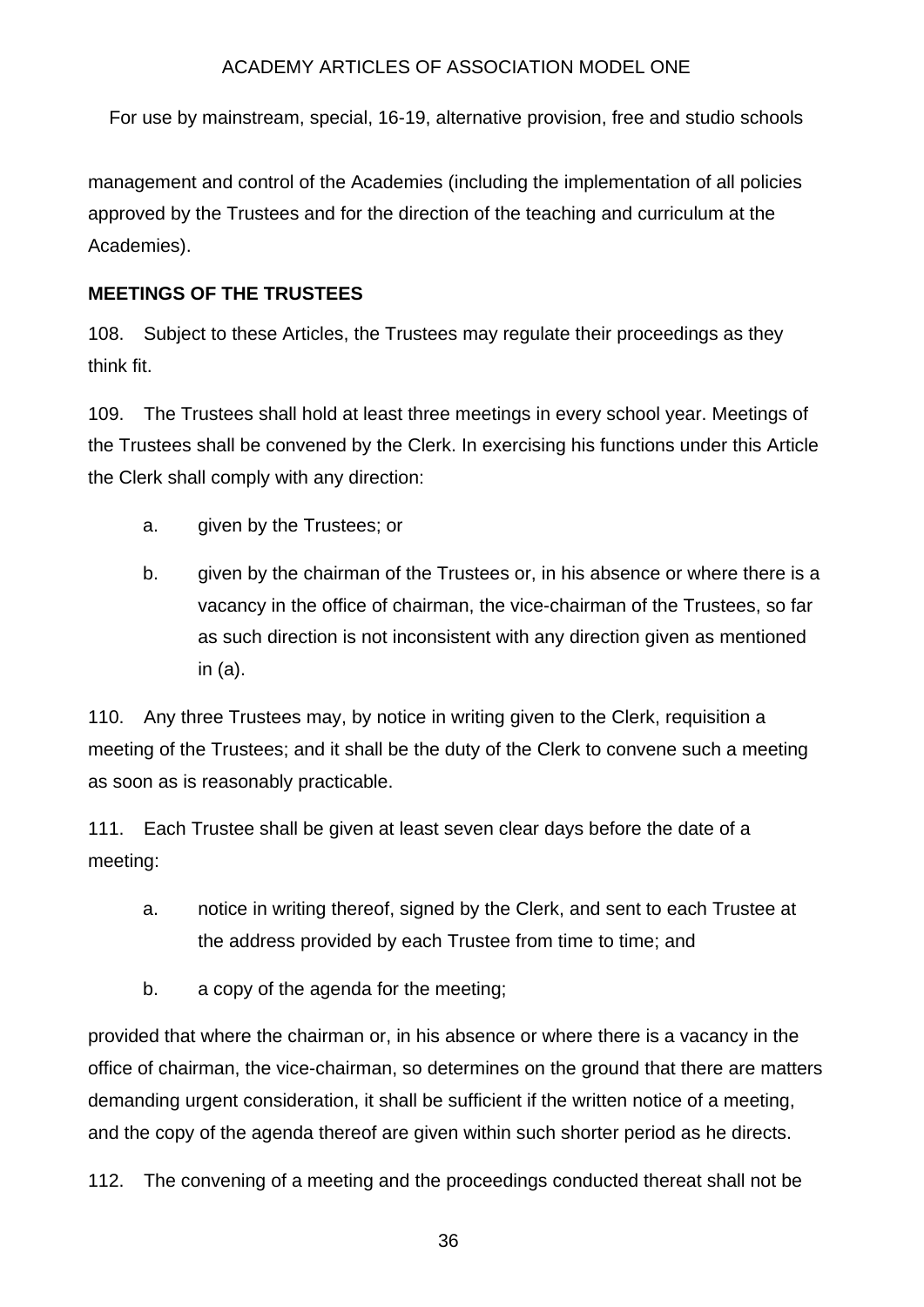management and control of the Academies (including the implementation of all policies approved by the Trustees and for the direction of the teaching and curriculum at the Academies).

**MEETINGS OF THE TRUSTEES**

108. Subject to these Articles, the Trustees may regulate their proceedings as they think fit.

109. The Trustees shall hold at least three meetings in every school year. Meetings of the Trustees shall be convened by the Clerk. In exercising his functions under this Article the Clerk shall comply with any direction:

a. given by the Trustees; or

b. given by the chairman of the Trustees or, in his absence or where there is a vacancy in the office of chairman, the vice-chairman of the Trustees, so far as such direction is not inconsistent with any direction given as mentioned in (a).

110. Any three Trustees may, by notice in writing given to the Clerk, requisition a meeting of the Trustees; and it shall be the duty of the Clerk to convene such a meeting as soon as is reasonably practicable.

111. Each Trustee shall be given at least seven clear days before the date of a meeting:

a. notice in writing thereof, signed by the Clerk, and sent to each Trustee at the address provided by each Trustee from time to time; and

b. a copy of the agenda for the meeting;

provided that where the chairman or, in his absence or where there is a vacancy in the office of chairman, the vice-chairman, so determines on the ground that there are matters demanding urgent consideration, it shall be sufficient if the written notice of a meeting, and the copy of the agenda thereof are given within such shorter period as he directs.

112. The convening of a meeting and the proceedings conducted thereat shall not be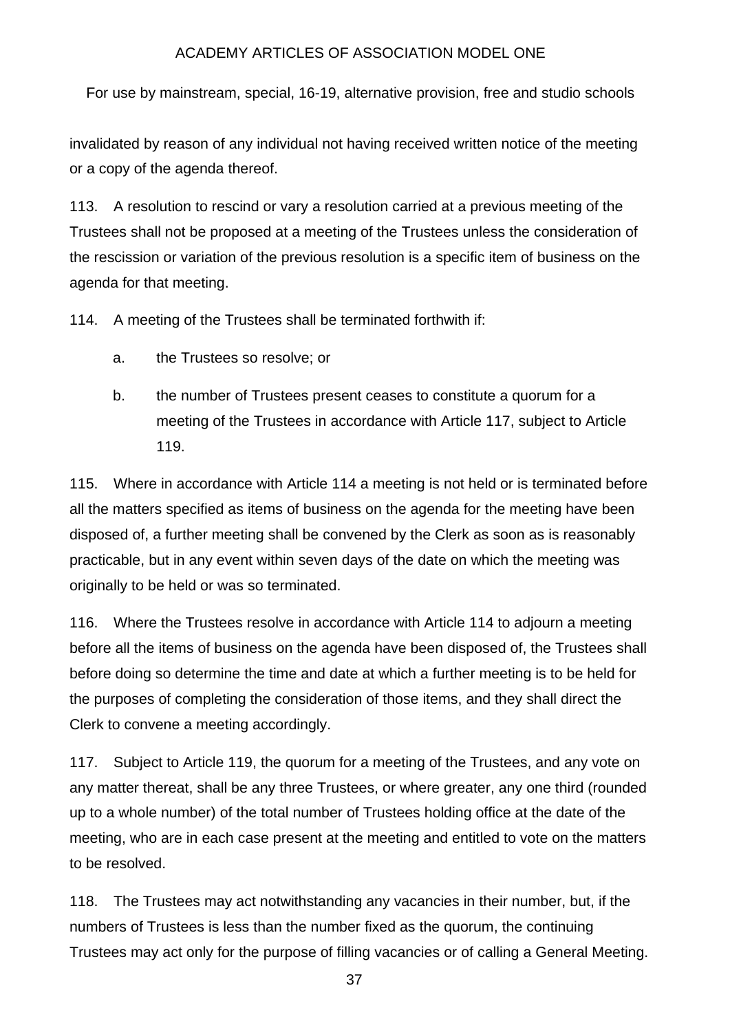invalidated by reason of any individual not having received written notice of the meeting or a copy of the agenda thereof.

113. A resolution to rescind or vary a resolution carried at a previous meeting of the Trustees shall not be proposed at a meeting of the Trustees unless the consideration of the rescission or variation of the previous resolution is a specific item of business on the agenda for that meeting.

114. A meeting of the Trustees shall be terminated forthwith if:

a. the Trustees so resolve; or

b. the number of Trustees present ceases to constitute a quorum for a meeting of the Trustees in accordance with Article 117, subject to Article 119.

115. Where in accordance with Article 114 a meeting is not held or is terminated before all the matters specified as items of business on the agenda for the meeting have been disposed of, a further meeting shall be convened by the Clerk as soon as is reasonably practicable, but in any event within seven days of the date on which the meeting was originally to be held or was so terminated.

116. Where the Trustees resolve in accordance with Article 114 to adjourn a meeting before all the items of business on the agenda have been disposed of, the Trustees shall before doing so determine the time and date at which a further meeting is to be held for the purposes of completing the consideration of those items, and they shall direct the Clerk to convene a meeting accordingly.

117. Subject to Article 119, the quorum for a meeting of the Trustees, and any vote on any matter thereat, shall be any three Trustees, or where greater, any one third (rounded up to a whole number) of the total number of Trustees holding office at the date of the meeting, who are in each case present at the meeting and entitled to vote on the matters to be resolved.

118. The Trustees may act notwithstanding any vacancies in their number, but, if the numbers of Trustees is less than the number fixed as the quorum, the continuing Trustees may act only for the purpose of filling vacancies or of calling a General Meeting.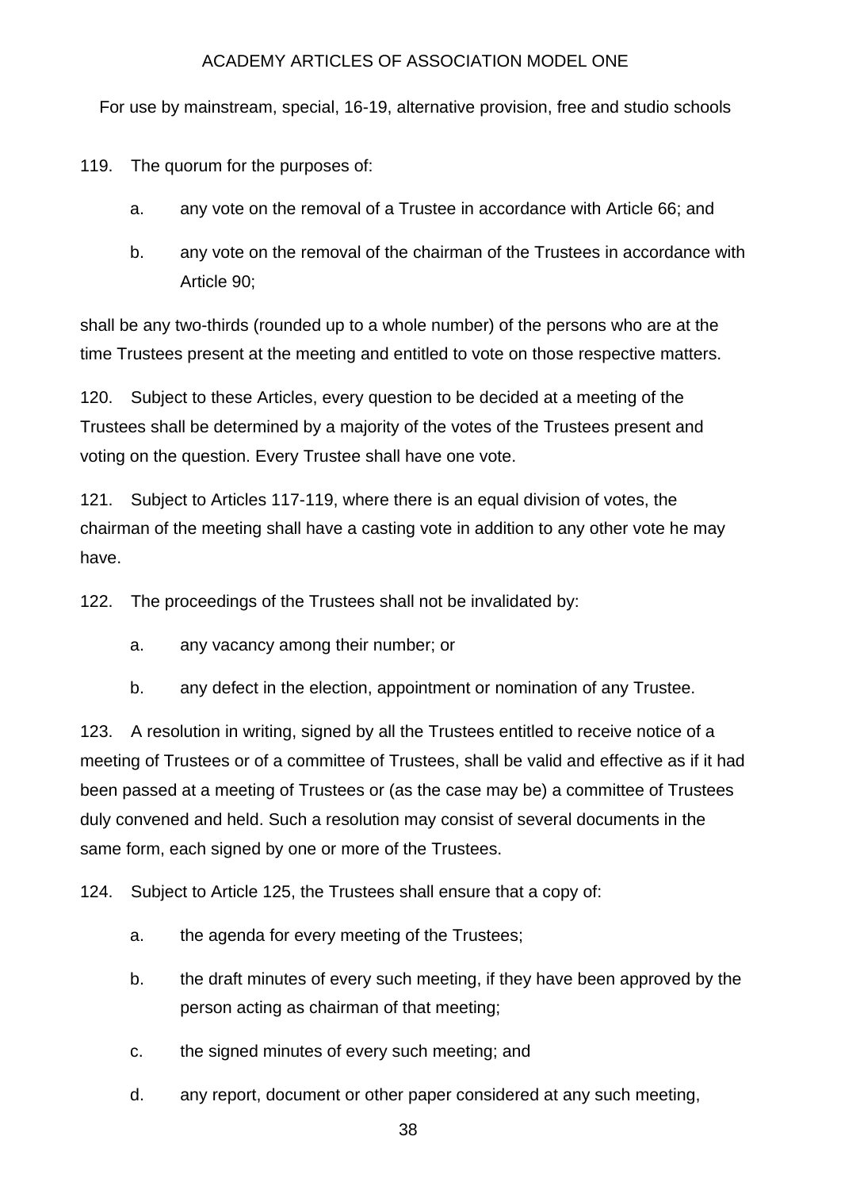119. The quorum for the purposes of:

   a. any vote on the removal of a Trustee in accordance with Article 66; and

   b. any vote on the removal of the chairman of the Trustees in accordance with Article 90;

shall be any two-thirds (rounded up to a whole number) of the persons who are at the time Trustees present at the meeting and entitled to vote on those respective matters.

120. Subject to these Articles, every question to be decided at a meeting of the Trustees shall be determined by a majority of the votes of the Trustees present and voting on the question. Every Trustee shall have one vote.

121. Subject to Articles 117-119, where there is an equal division of votes, the chairman of the meeting shall have a casting vote in addition to any other vote he may have.

122. The proceedings of the Trustees shall not be invalidated by:

   a. any vacancy among their number; or

   b. any defect in the election, appointment or nomination of any Trustee.

123. A resolution in writing, signed by all the Trustees entitled to receive notice of a meeting of Trustees or of a committee of Trustees, shall be valid and effective as if it had been passed at a meeting of Trustees or (as the case may be) a committee of Trustees duly convened and held. Such a resolution may consist of several documents in the same form, each signed by one or more of the Trustees.

124. Subject to Article 125, the Trustees shall ensure that a copy of:

   a. the agenda for every meeting of the Trustees;

   b. the draft minutes of every such meeting, if they have been approved by the person acting as chairman of that meeting;

   c. the signed minutes of every such meeting; and

   d. any report, document or other paper considered at any such meeting,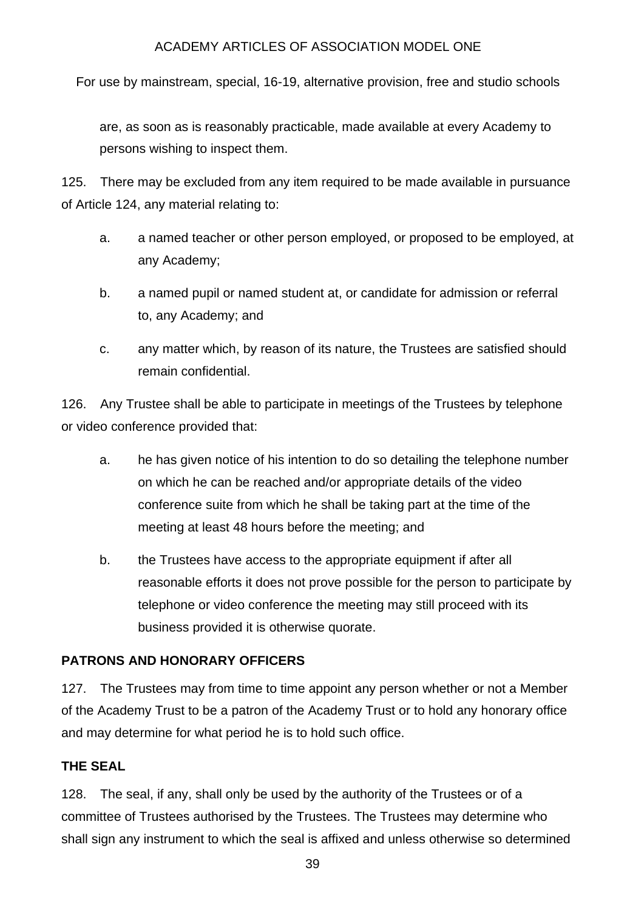are, as soon as is reasonably practicable, made available at every Academy to persons wishing to inspect them.

125. There may be excluded from any item required to be made available in pursuance of Article 124, any material relating to:

a. a named teacher or other person employed, or proposed to be employed, at any Academy;

b. a named pupil or named student at, or candidate for admission or referral to, any Academy; and

c. any matter which, by reason of its nature, the Trustees are satisfied should remain confidential.

126. Any Trustee shall be able to participate in meetings of the Trustees by telephone or video conference provided that:

a. he has given notice of his intention to do so detailing the telephone number on which he can be reached and/or appropriate details of the video conference suite from which he shall be taking part at the time of the meeting at least 48 hours before the meeting; and

b. the Trustees have access to the appropriate equipment if after all reasonable efforts it does not prove possible for the person to participate by telephone or video conference the meeting may still proceed with its business provided it is otherwise quorate.

**PATRONS AND HONORARY OFFICERS**

127. The Trustees may from time to time appoint any person whether or not a Member of the Academy Trust to be a patron of the Academy Trust or to hold any honorary office and may determine for what period he is to hold such office.

**THE SEAL**

128. The seal, if any, shall only be used by the authority of the Trustees or of a committee of Trustees authorised by the Trustees. The Trustees may determine who shall sign any instrument to which the seal is affixed and unless otherwise so determined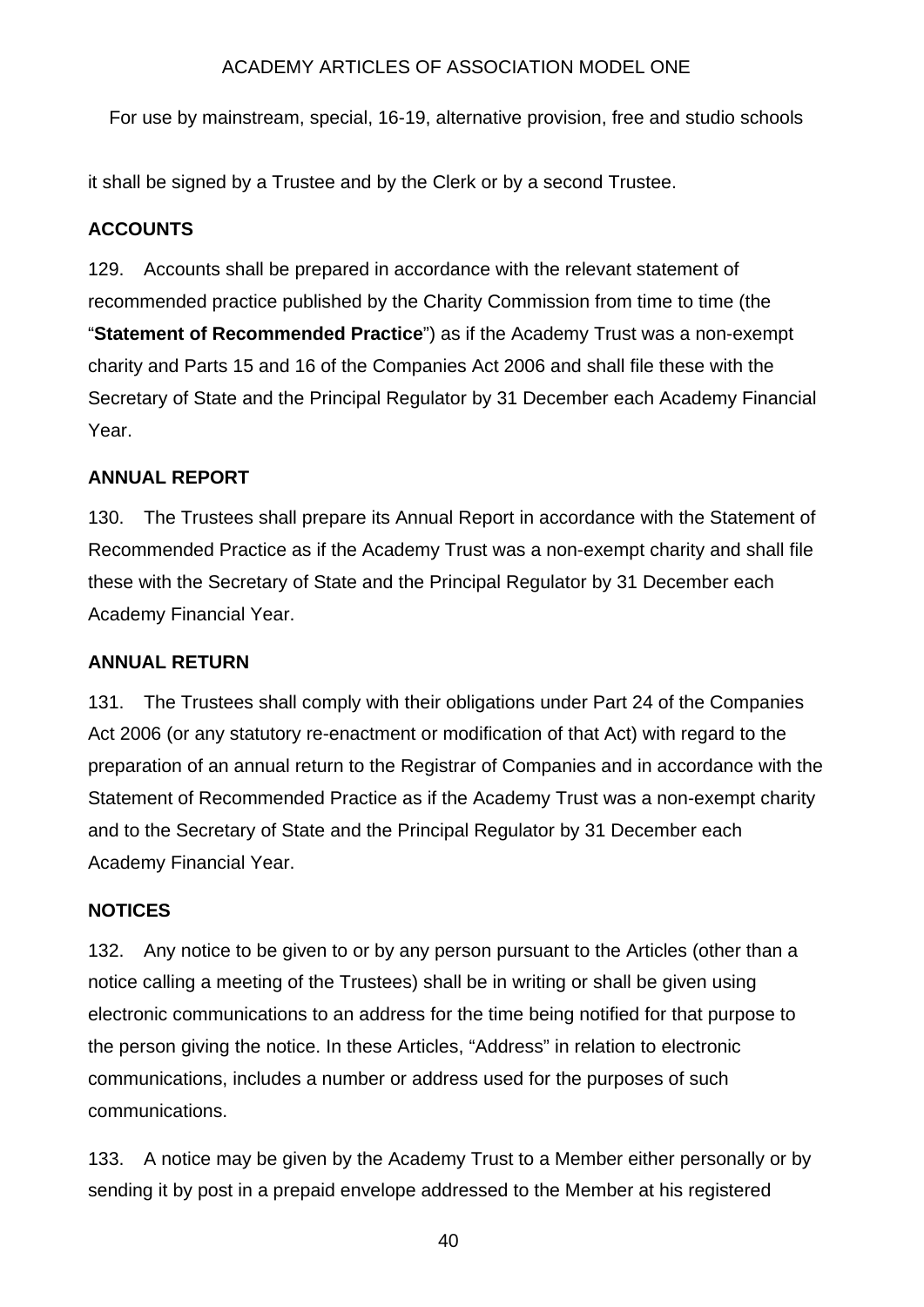it shall be signed by a Trustee and by the Clerk or by a second Trustee.

**ACCOUNTS**

129. Accounts shall be prepared in accordance with the relevant statement of recommended practice published by the Charity Commission from time to time (the "**Statement of Recommended Practice**") as if the Academy Trust was a non-exempt charity and Parts 15 and 16 of the Companies Act 2006 and shall file these with the Secretary of State and the Principal Regulator by 31 December each Academy Financial Year.

**ANNUAL REPORT**

130. The Trustees shall prepare its Annual Report in accordance with the Statement of Recommended Practice as if the Academy Trust was a non-exempt charity and shall file these with the Secretary of State and the Principal Regulator by 31 December each Academy Financial Year.

**ANNUAL RETURN**

131. The Trustees shall comply with their obligations under Part 24 of the Companies Act 2006 (or any statutory re-enactment or modification of that Act) with regard to the preparation of an annual return to the Registrar of Companies and in accordance with the Statement of Recommended Practice as if the Academy Trust was a non-exempt charity and to the Secretary of State and the Principal Regulator by 31 December each Academy Financial Year.

**NOTICES**

132. Any notice to be given to or by any person pursuant to the Articles (other than a notice calling a meeting of the Trustees) shall be in writing or shall be given using electronic communications to an address for the time being notified for that purpose to the person giving the notice. In these Articles, "Address" in relation to electronic communications, includes a number or address used for the purposes of such communications.

133. A notice may be given by the Academy Trust to a Member either personally or by sending it by post in a prepaid envelope addressed to the Member at his registered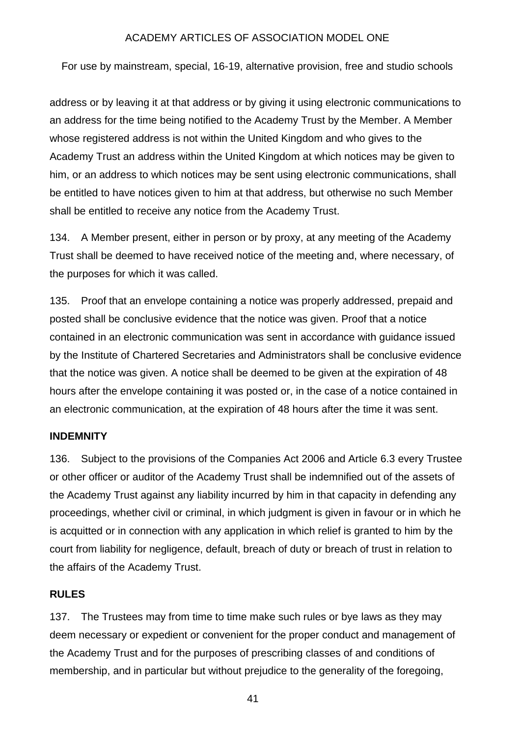address or by leaving it at that address or by giving it using electronic communications to an address for the time being notified to the Academy Trust by the Member. A Member whose registered address is not within the United Kingdom and who gives to the Academy Trust an address within the United Kingdom at which notices may be given to him, or an address to which notices may be sent using electronic communications, shall be entitled to have notices given to him at that address, but otherwise no such Member shall be entitled to receive any notice from the Academy Trust.

134. A Member present, either in person or by proxy, at any meeting of the Academy Trust shall be deemed to have received notice of the meeting and, where necessary, of the purposes for which it was called.

135. Proof that an envelope containing a notice was properly addressed, prepaid and posted shall be conclusive evidence that the notice was given. Proof that a notice contained in an electronic communication was sent in accordance with guidance issued by the Institute of Chartered Secretaries and Administrators shall be conclusive evidence that the notice was given. A notice shall be deemed to be given at the expiration of 48 hours after the envelope containing it was posted or, in the case of a notice contained in an electronic communication, at the expiration of 48 hours after the time it was sent.

**INDEMNITY**

136. Subject to the provisions of the Companies Act 2006 and Article 6.3 every Trustee or other officer or auditor of the Academy Trust shall be indemnified out of the assets of the Academy Trust against any liability incurred by him in that capacity in defending any proceedings, whether civil or criminal, in which judgment is given in favour or in which he is acquitted or in connection with any application in which relief is granted to him by the court from liability for negligence, default, breach of duty or breach of trust in relation to the affairs of the Academy Trust.

**RULES**

137. The Trustees may from time to time make such rules or bye laws as they may deem necessary or expedient or convenient for the proper conduct and management of the Academy Trust and for the purposes of prescribing classes of and conditions of membership, and in particular but without prejudice to the generality of the foregoing,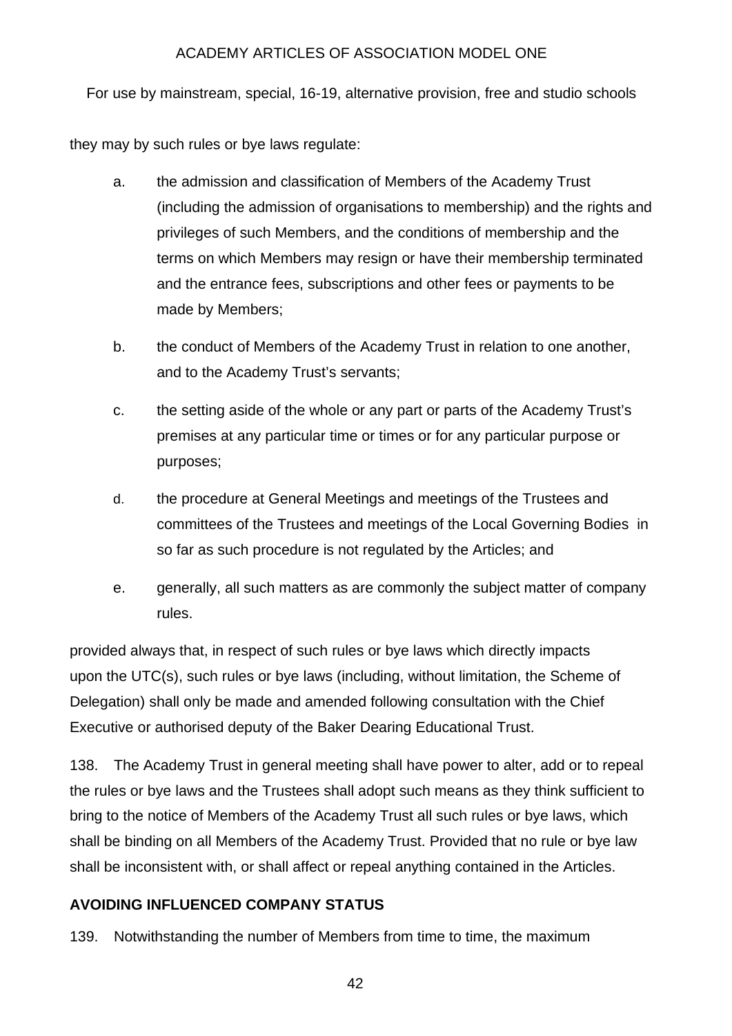they may by such rules or bye laws regulate:

a. the admission and classification of Members of the Academy Trust (including the admission of organisations to membership) and the rights and privileges of such Members, and the conditions of membership and the terms on which Members may resign or have their membership terminated and the entrance fees, subscriptions and other fees or payments to be made by Members;

b. the conduct of Members of the Academy Trust in relation to one another, and to the Academy Trust's servants;

c. the setting aside of the whole or any part or parts of the Academy Trust's premises at any particular time or times or for any particular purpose or purposes;

d. the procedure at General Meetings and meetings of the Trustees and committees of the Trustees and meetings of the Local Governing Bodies in so far as such procedure is not regulated by the Articles; and

e. generally, all such matters as are commonly the subject matter of company rules.

provided always that, in respect of such rules or bye laws which directly impacts upon the UTC(s), such rules or bye laws (including, without limitation, the Scheme of Delegation) shall only be made and amended following consultation with the Chief Executive or authorised deputy of the Baker Dearing Educational Trust.

138. The Academy Trust in general meeting shall have power to alter, add or to repeal the rules or bye laws and the Trustees shall adopt such means as they think sufficient to bring to the notice of Members of the Academy Trust all such rules or bye laws, which shall be binding on all Members of the Academy Trust. Provided that no rule or bye law shall be inconsistent with, or shall affect or repeal anything contained in the Articles.

**AVOIDING INFLUENCED COMPANY STATUS**

139. Notwithstanding the number of Members from time to time, the maximum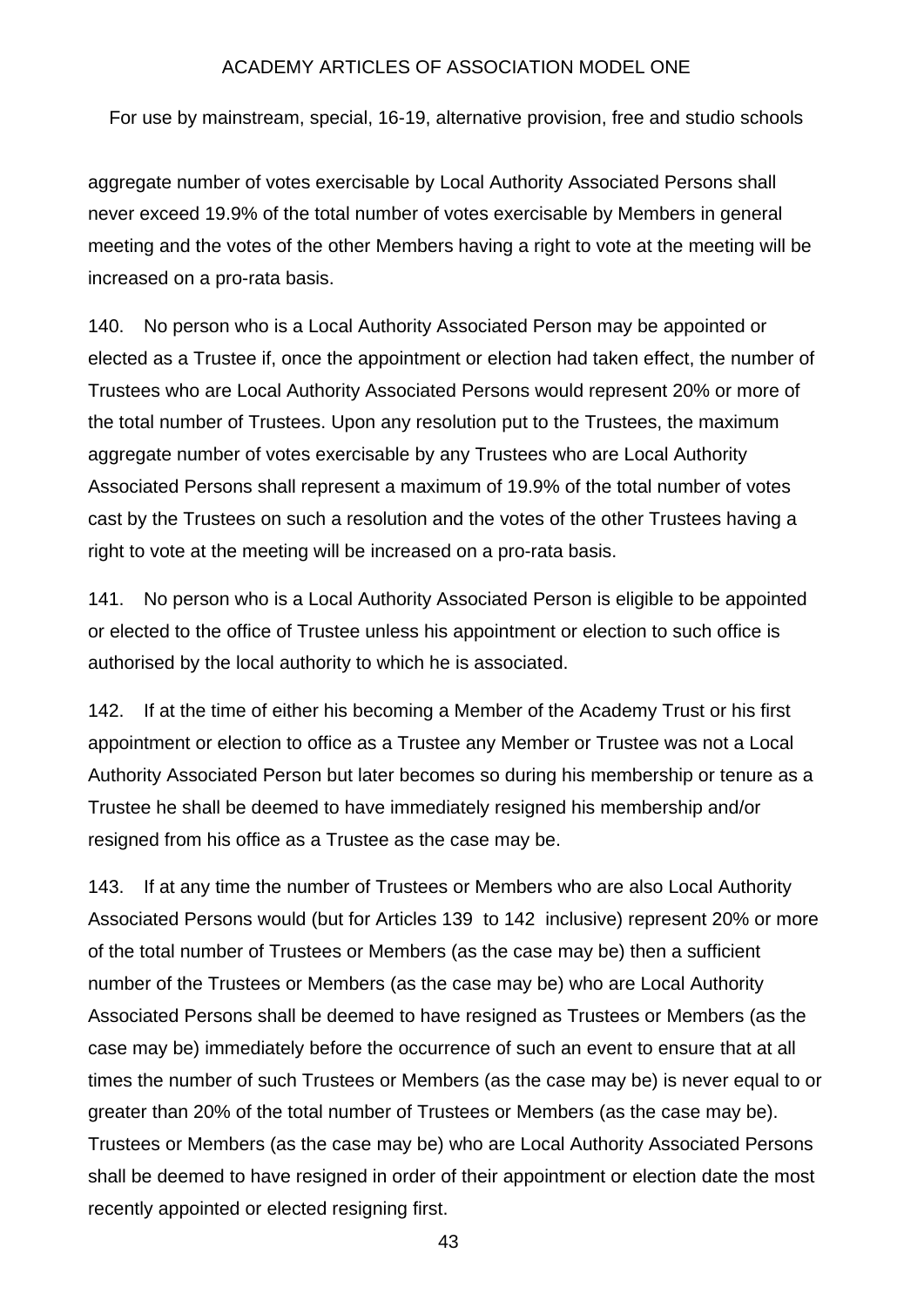aggregate number of votes exercisable by Local Authority Associated Persons shall never exceed 19.9% of the total number of votes exercisable by Members in general meeting and the votes of the other Members having a right to vote at the meeting will be increased on a pro-rata basis.

140. No person who is a Local Authority Associated Person may be appointed or elected as a Trustee if, once the appointment or election had taken effect, the number of Trustees who are Local Authority Associated Persons would represent 20% or more of the total number of Trustees. Upon any resolution put to the Trustees, the maximum aggregate number of votes exercisable by any Trustees who are Local Authority Associated Persons shall represent a maximum of 19.9% of the total number of votes cast by the Trustees on such a resolution and the votes of the other Trustees having a right to vote at the meeting will be increased on a pro-rata basis.

141. No person who is a Local Authority Associated Person is eligible to be appointed or elected to the office of Trustee unless his appointment or election to such office is authorised by the local authority to which he is associated.

142. If at the time of either his becoming a Member of the Academy Trust or his first appointment or election to office as a Trustee any Member or Trustee was not a Local Authority Associated Person but later becomes so during his membership or tenure as a Trustee he shall be deemed to have immediately resigned his membership and/or resigned from his office as a Trustee as the case may be.

143. If at any time the number of Trustees or Members who are also Local Authority Associated Persons would (but for Articles 139 to 142 inclusive) represent 20% or more of the total number of Trustees or Members (as the case may be) then a sufficient number of the Trustees or Members (as the case may be) who are Local Authority Associated Persons shall be deemed to have resigned as Trustees or Members (as the case may be) immediately before the occurrence of such an event to ensure that at all times the number of such Trustees or Members (as the case may be) is never equal to or greater than 20% of the total number of Trustees or Members (as the case may be). Trustees or Members (as the case may be) who are Local Authority Associated Persons shall be deemed to have resigned in order of their appointment or election date the most recently appointed or elected resigning first.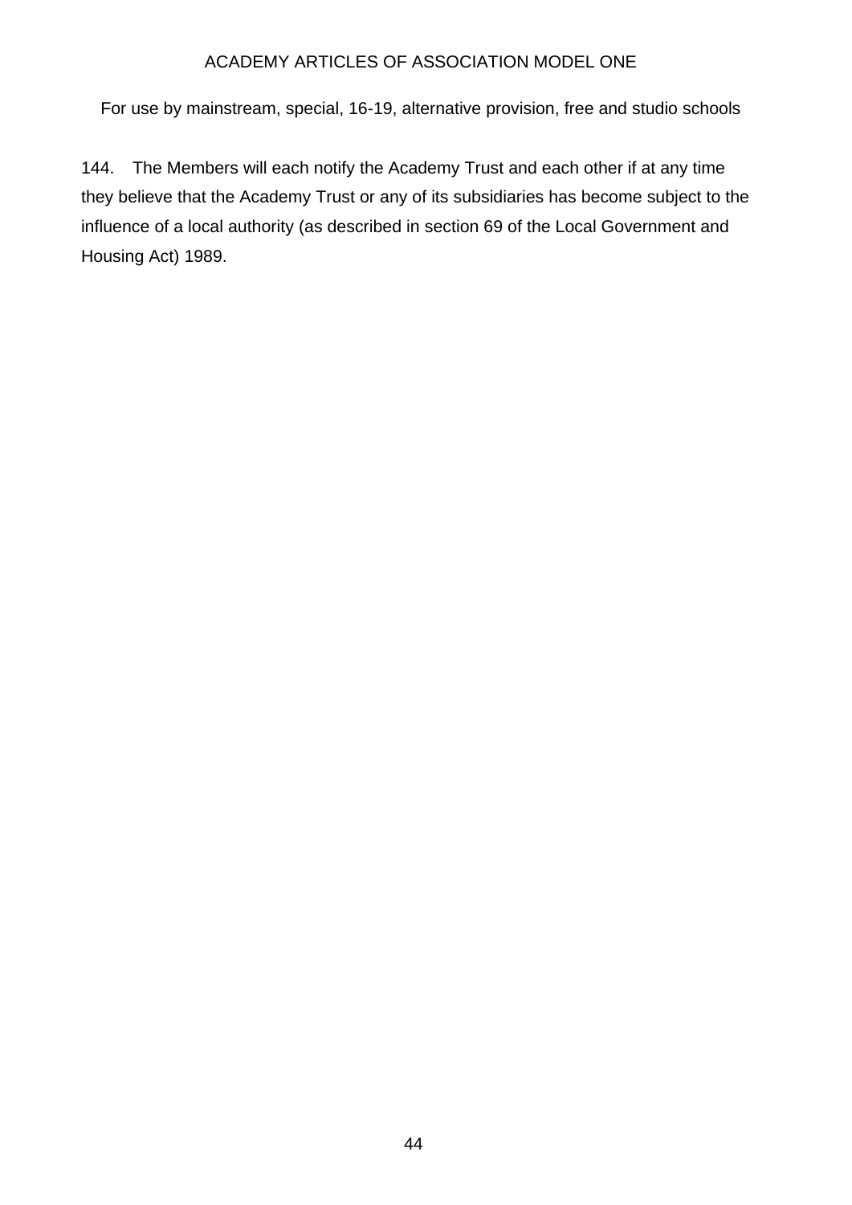144. The Members will each notify the Academy Trust and each other if at any time they believe that the Academy Trust or any of its subsidiaries has become subject to the influence of a local authority (as described in section 69 of the Local Government and Housing Act) 1989.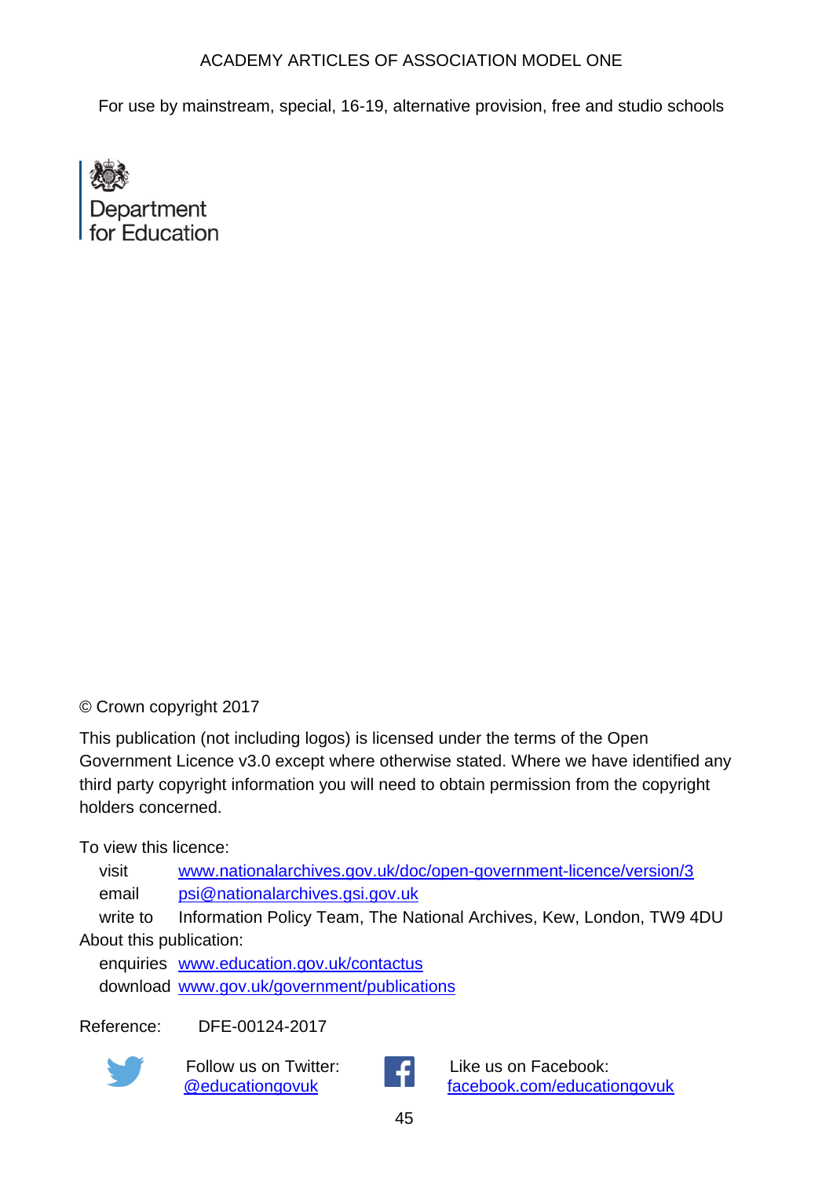ACADEMY ARTICLES OF ASSOCIATION MODEL ONE

For use by mainstream, special, 16-19, alternative provision, free and studio schools

Department for Education

© Crown copyright 2017

This publication (not including logos) is licensed under the terms of the Open Government Licence v3.0 except where otherwise stated. Where we have identified any third party copyright information you will need to obtain permission from the copyright holders concerned.

To view this licence:

visit [www.nationalarchives.gov.uk/doc/open-government-licence/version/3](http://www.nationalarchives.gov.uk/doc/open-government-licence/version/3)
email [psi@nationalarchives.gsi.gov.uk](mailto:psi@nationalarchives.gsi.gov.uk)
write to Information Policy Team, The National Archives, Kew, London, TW9 4DU

About this publication:

enquiries [www.education.gov.uk/contactus](http://www.education.gov.uk/contactus)
download [www.gov.uk/government/publications](http://www.gov.uk/government/publications)

Reference: DFE-00124-2017

Follow us on Twitter: [@educationgovuk](http://twitter.com/educationgovuk)

Like us on Facebook: [facebook.com/educationgovuk](http://www.facebook.com/educationgovuk)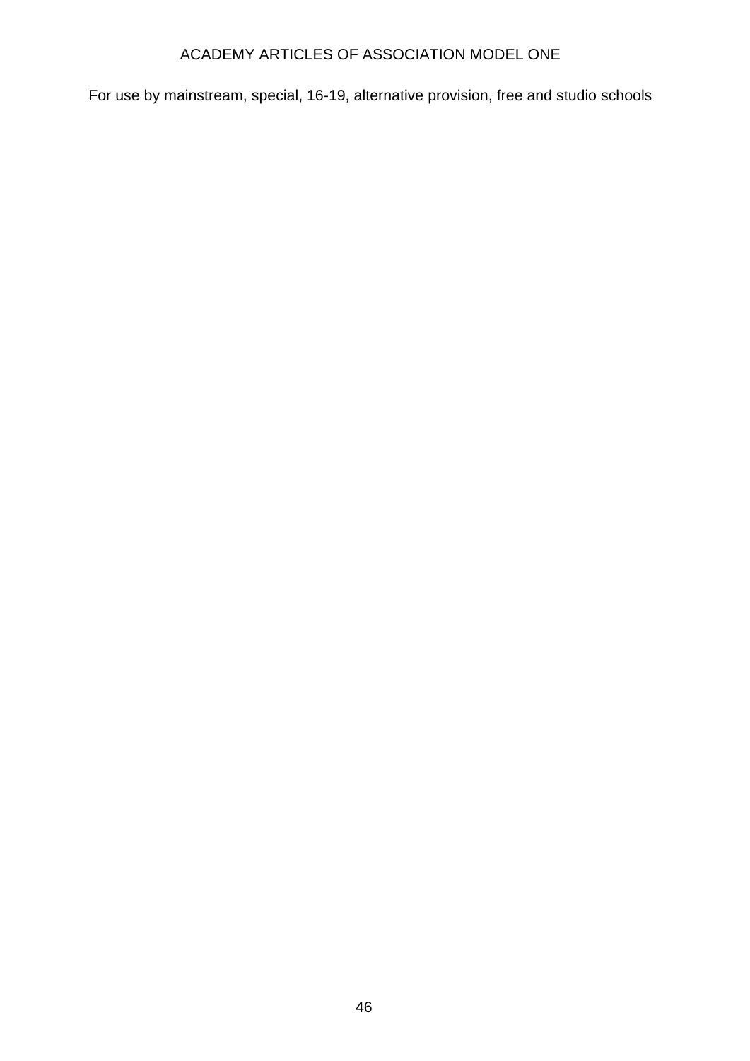ACADEMY ARTICLES OF ASSOCIATION MODEL ONE

For use by mainstream, special, 16-19, alternative provision, free and studio schools